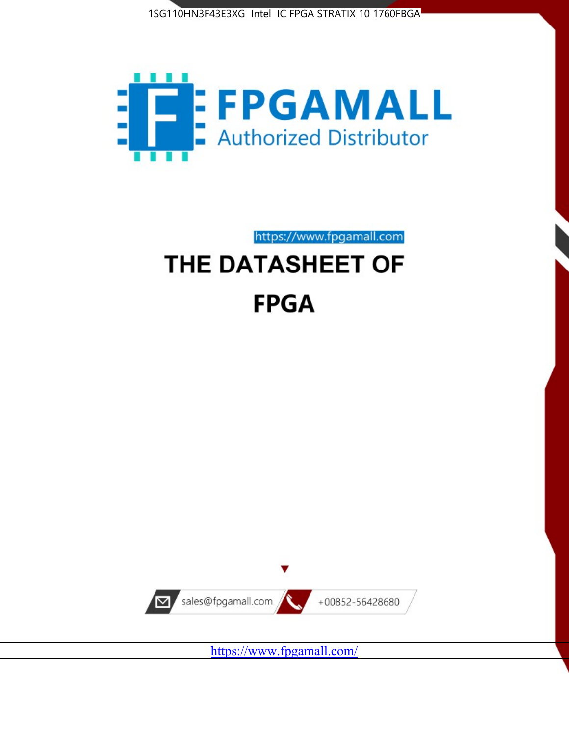1SG110HN3F43E3XG Intel IC FPGA STRATIX 10 1760FBGA

FPGAMALL

Authorized Distributor

https://www.fpgamall.com

# THE DATASHEET OF

# FPGA

sales@fpgamall.com

+00852-56428680

https://www.fpgamall.com/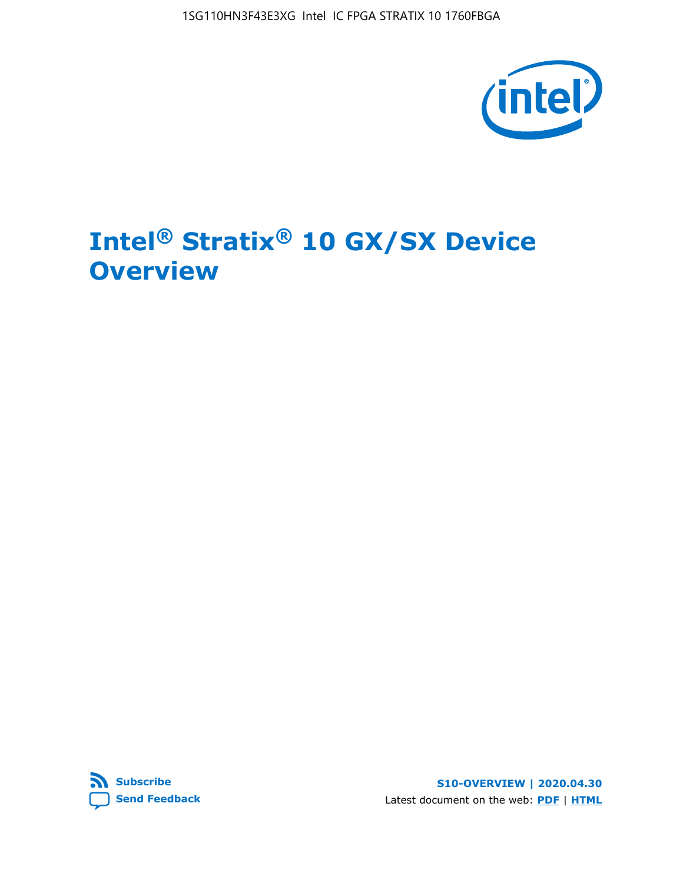# Intel® Stratix® 10 GX/SX Device Overview

Subscribe

Send Feedback

S10-OVERVIEW | 2020.04.30

Latest document on the web: PDF | HTML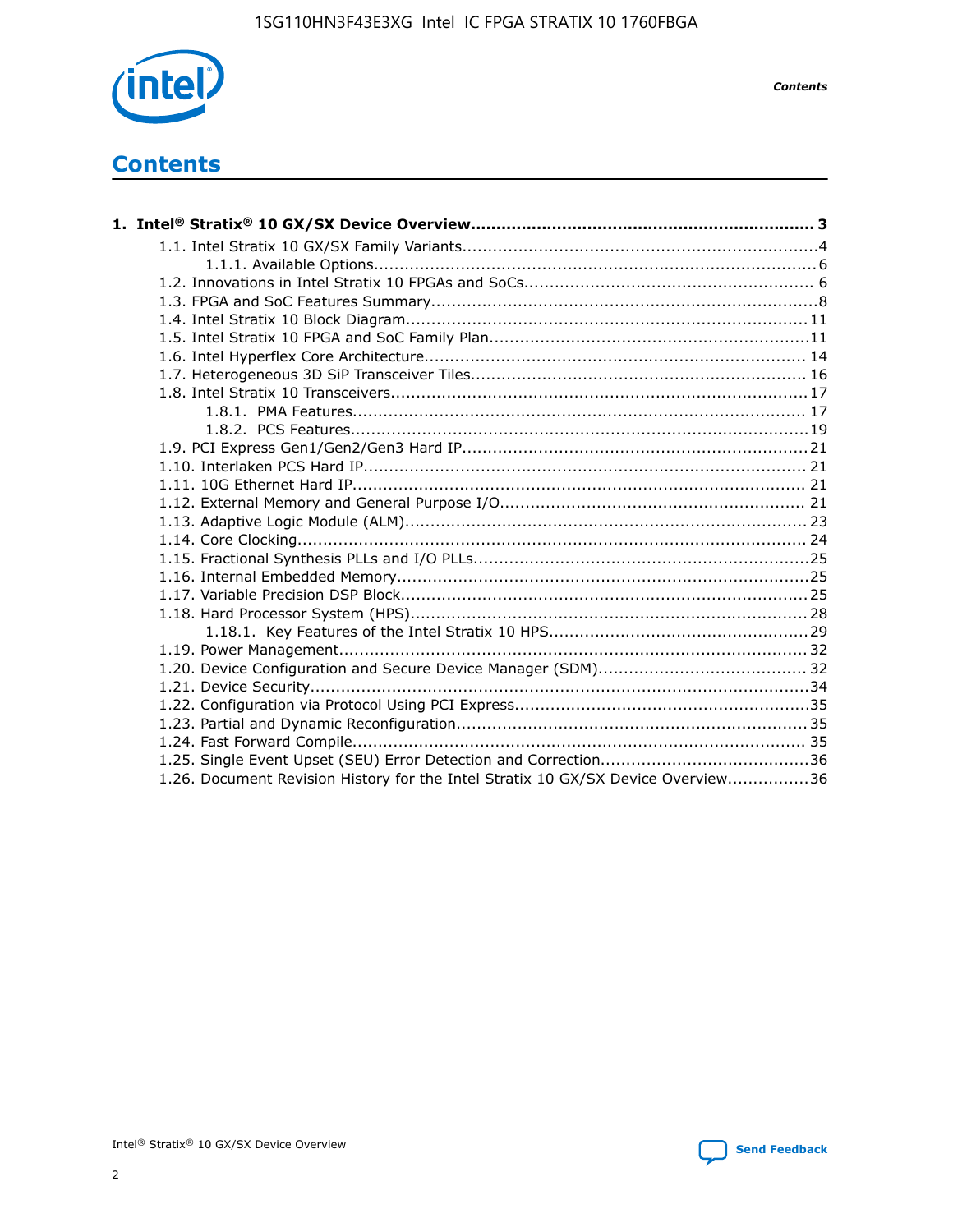# Contents

**1. Intel® Stratix® 10 GX/SX Device Overview................................................................... 3**

1.1. Intel Stratix 10 GX/SX Family Variants.....................................................................4

1.1.1. Available Options......................................................................................6

1.2. Innovations in Intel Stratix 10 FPGAs and SoCs........................................................ 6

1.3. FPGA and SoC Features Summary...........................................................................8

1.4. Intel Stratix 10 Block Diagram..............................................................................11

1.5. Intel Stratix 10 FPGA and SoC Family Plan..............................................................11

1.6. Intel Hyperflex Core Architecture.......................................................................... 14

1.7. Heterogeneous 3D SiP Transceiver Tiles................................................................. 16

1.8. Intel Stratix 10 Transceivers................................................................................17

1.8.1. PMA Features........................................................................................ 17

1.8.2. PCS Features.........................................................................................19

1.9. PCI Express Gen1/Gen2/Gen3 Hard IP...................................................................21

1.10. Interlaken PCS Hard IP...................................................................................... 21

1.11. 10G Ethernet Hard IP........................................................................................ 21

1.12. External Memory and General Purpose I/O........................................................... 21

1.13. Adaptive Logic Module (ALM).............................................................................. 23

1.14. Core Clocking................................................................................................... 24

1.15. Fractional Synthesis PLLs and I/O PLLs.................................................................25

1.16. Internal Embedded Memory................................................................................25

1.17. Variable Precision DSP Block...............................................................................25

1.18. Hard Processor System (HPS).............................................................................28

1.18.1. Key Features of the Intel Stratix 10 HPS..................................................29

1.19. Power Management.......................................................................................... 32

1.20. Device Configuration and Secure Device Manager (SDM)........................................ 32

1.21. Device Security.................................................................................................34

1.22. Configuration via Protocol Using PCI Express.........................................................35

1.23. Partial and Dynamic Reconfiguration....................................................................35

1.24. Fast Forward Compile........................................................................................ 35

1.25. Single Event Upset (SEU) Error Detection and Correction........................................36

1.26. Document Revision History for the Intel Stratix 10 GX/SX Device Overview................36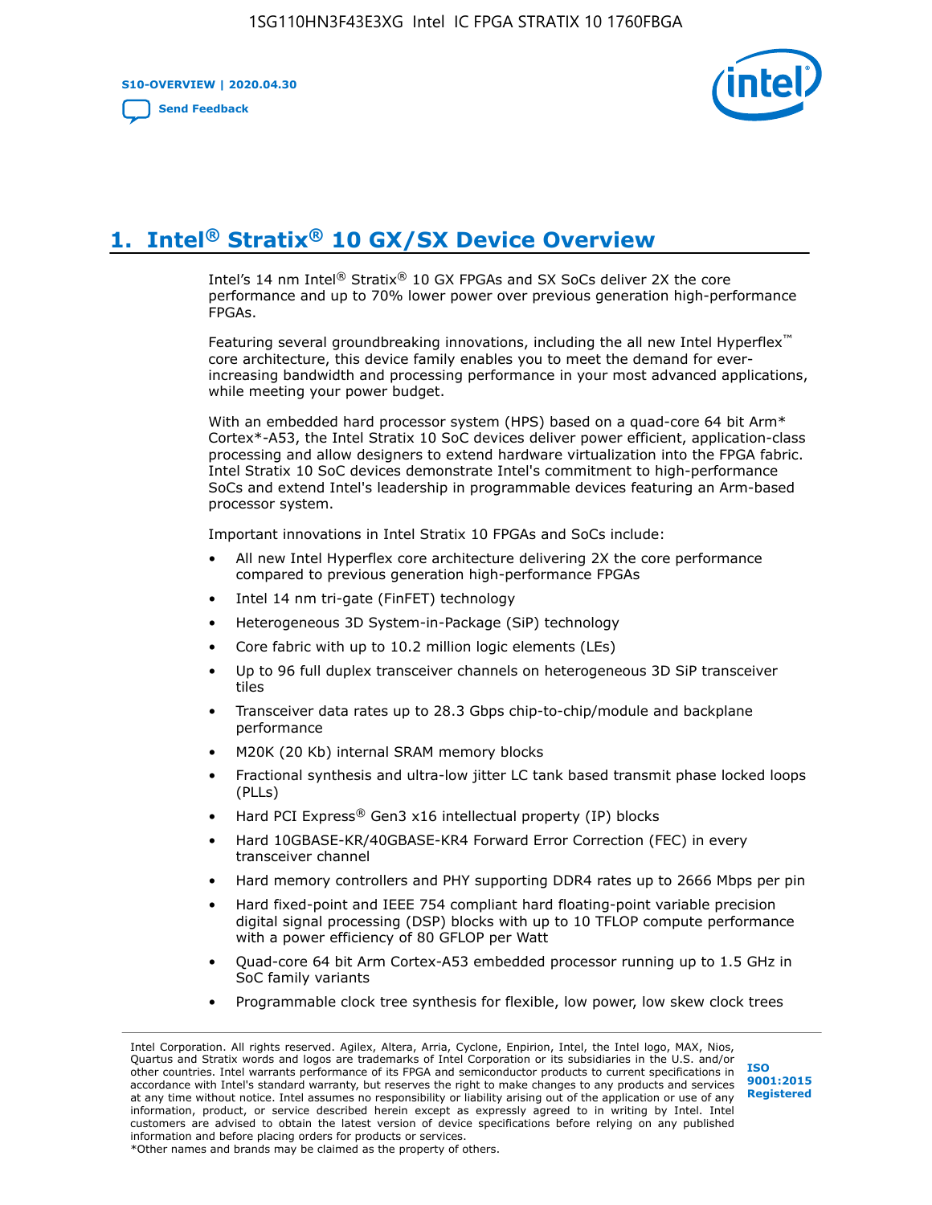# 1. Intel® Stratix® 10 GX/SX Device Overview

Intel's 14 nm Intel® Stratix® 10 GX FPGAs and SX SoCs deliver 2X the core performance and up to 70% lower power over previous generation high-performance FPGAs.

Featuring several groundbreaking innovations, including the all new Intel Hyperflex™ core architecture, this device family enables you to meet the demand for ever-increasing bandwidth and processing performance in your most advanced applications, while meeting your power budget.

With an embedded hard processor system (HPS) based on a quad-core 64 bit Arm* Cortex*-A53, the Intel Stratix 10 SoC devices deliver power efficient, application-class processing and allow designers to extend hardware virtualization into the FPGA fabric. Intel Stratix 10 SoC devices demonstrate Intel's commitment to high-performance SoCs and extend Intel's leadership in programmable devices featuring an Arm-based processor system.

Important innovations in Intel Stratix 10 FPGAs and SoCs include:

- All new Intel Hyperflex core architecture delivering 2X the core performance compared to previous generation high-performance FPGAs
- Intel 14 nm tri-gate (FinFET) technology
- Heterogeneous 3D System-in-Package (SiP) technology
- Core fabric with up to 10.2 million logic elements (LEs)
- Up to 96 full duplex transceiver channels on heterogeneous 3D SiP transceiver tiles
- Transceiver data rates up to 28.3 Gbps chip-to-chip/module and backplane performance
- M20K (20 Kb) internal SRAM memory blocks
- Fractional synthesis and ultra-low jitter LC tank based transmit phase locked loops (PLLs)
- Hard PCI Express® Gen3 x16 intellectual property (IP) blocks
- Hard 10GBASE-KR/40GBASE-KR4 Forward Error Correction (FEC) in every transceiver channel
- Hard memory controllers and PHY supporting DDR4 rates up to 2666 Mbps per pin
- Hard fixed-point and IEEE 754 compliant hard floating-point variable precision digital signal processing (DSP) blocks with up to 10 TFLOP compute performance with a power efficiency of 80 GFLOP per Watt
- Quad-core 64 bit Arm Cortex-A53 embedded processor running up to 1.5 GHz in SoC family variants
- Programmable clock tree synthesis for flexible, low power, low skew clock trees

Intel Corporation. All rights reserved. Agilex, Altera, Arria, Cyclone, Enpirion, Intel, the Intel logo, MAX, Nios, Quartus and Stratix words and logos are trademarks of Intel Corporation or its subsidiaries in the U.S. and/or other countries. Intel warrants performance of its FPGA and semiconductor products to current specifications in accordance with Intel's standard warranty, but reserves the right to make changes to any products and services at any time without notice. Intel assumes no responsibility or liability arising out of the application or use of any information, product, or service described herein except as expressly agreed to in writing by Intel. Intel customers are advised to obtain the latest version of device specifications before relying on any published information and before placing orders for products or services.
*Other names and brands may be claimed as the property of others.

ISO 9001:2015 Registered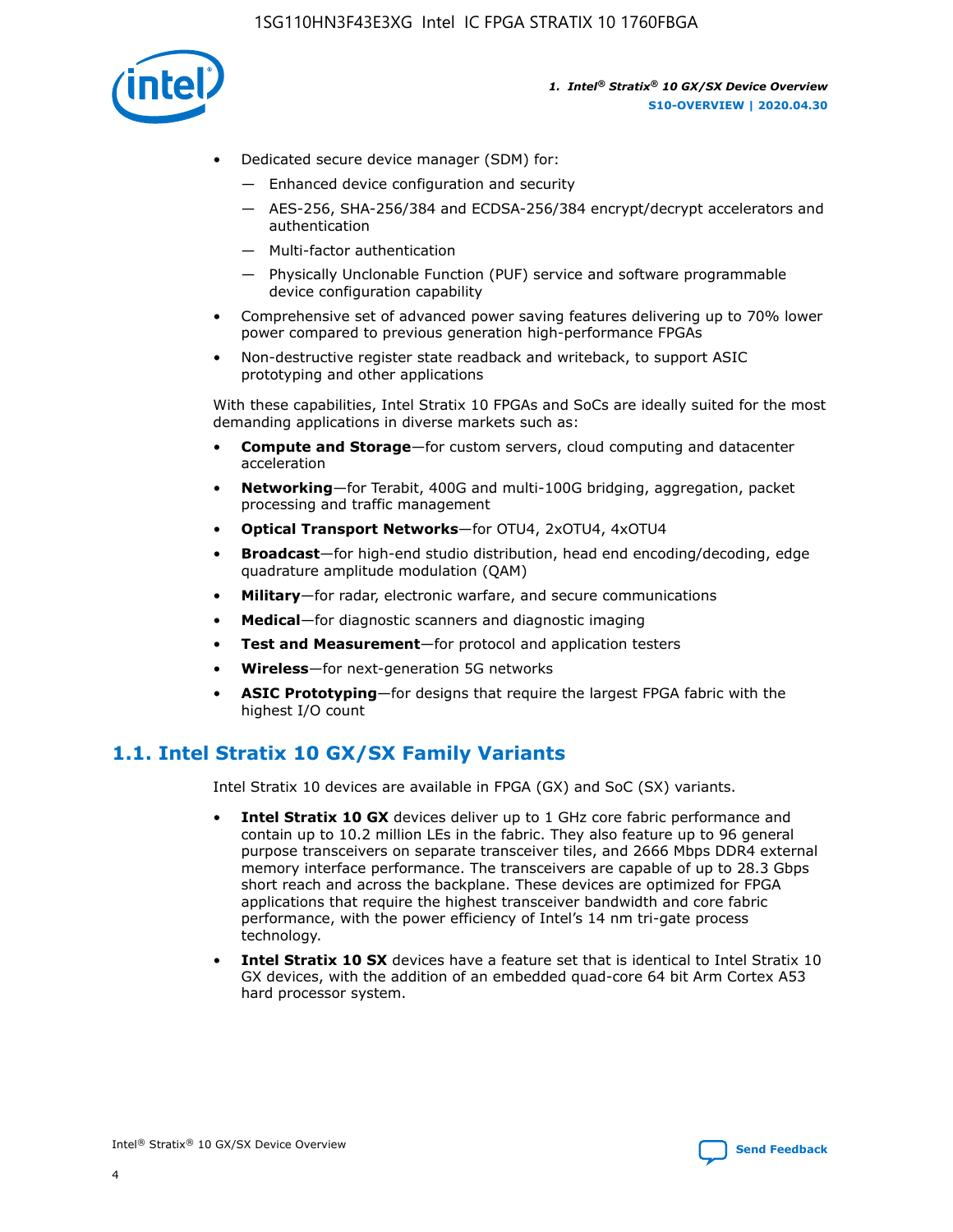- Dedicated secure device manager (SDM) for:
  - — Enhanced device configuration and security
  - — AES-256, SHA-256/384 and ECDSA-256/384 encrypt/decrypt accelerators and authentication
  - — Multi-factor authentication
  - — Physically Unclonable Function (PUF) service and software programmable device configuration capability
- Comprehensive set of advanced power saving features delivering up to 70% lower power compared to previous generation high-performance FPGAs
- Non-destructive register state readback and writeback, to support ASIC prototyping and other applications

With these capabilities, Intel Stratix 10 FPGAs and SoCs are ideally suited for the most demanding applications in diverse markets such as:

- **Compute and Storage**—for custom servers, cloud computing and datacenter acceleration
- **Networking**—for Terabit, 400G and multi-100G bridging, aggregation, packet processing and traffic management
- **Optical Transport Networks**—for OTU4, 2xOTU4, 4xOTU4
- **Broadcast**—for high-end studio distribution, head end encoding/decoding, edge quadrature amplitude modulation (QAM)
- **Military**—for radar, electronic warfare, and secure communications
- **Medical**—for diagnostic scanners and diagnostic imaging
- **Test and Measurement**—for protocol and application testers
- **Wireless**—for next-generation 5G networks
- **ASIC Prototyping**—for designs that require the largest FPGA fabric with the highest I/O count

## 1.1. Intel Stratix 10 GX/SX Family Variants

Intel Stratix 10 devices are available in FPGA (GX) and SoC (SX) variants.

- **Intel Stratix 10 GX** devices deliver up to 1 GHz core fabric performance and contain up to 10.2 million LEs in the fabric. They also feature up to 96 general purpose transceivers on separate transceiver tiles, and 2666 Mbps DDR4 external memory interface performance. The transceivers are capable of up to 28.3 Gbps short reach and across the backplane. These devices are optimized for FPGA applications that require the highest transceiver bandwidth and core fabric performance, with the power efficiency of Intel's 14 nm tri-gate process technology.
- **Intel Stratix 10 SX** devices have a feature set that is identical to Intel Stratix 10 GX devices, with the addition of an embedded quad-core 64 bit Arm Cortex A53 hard processor system.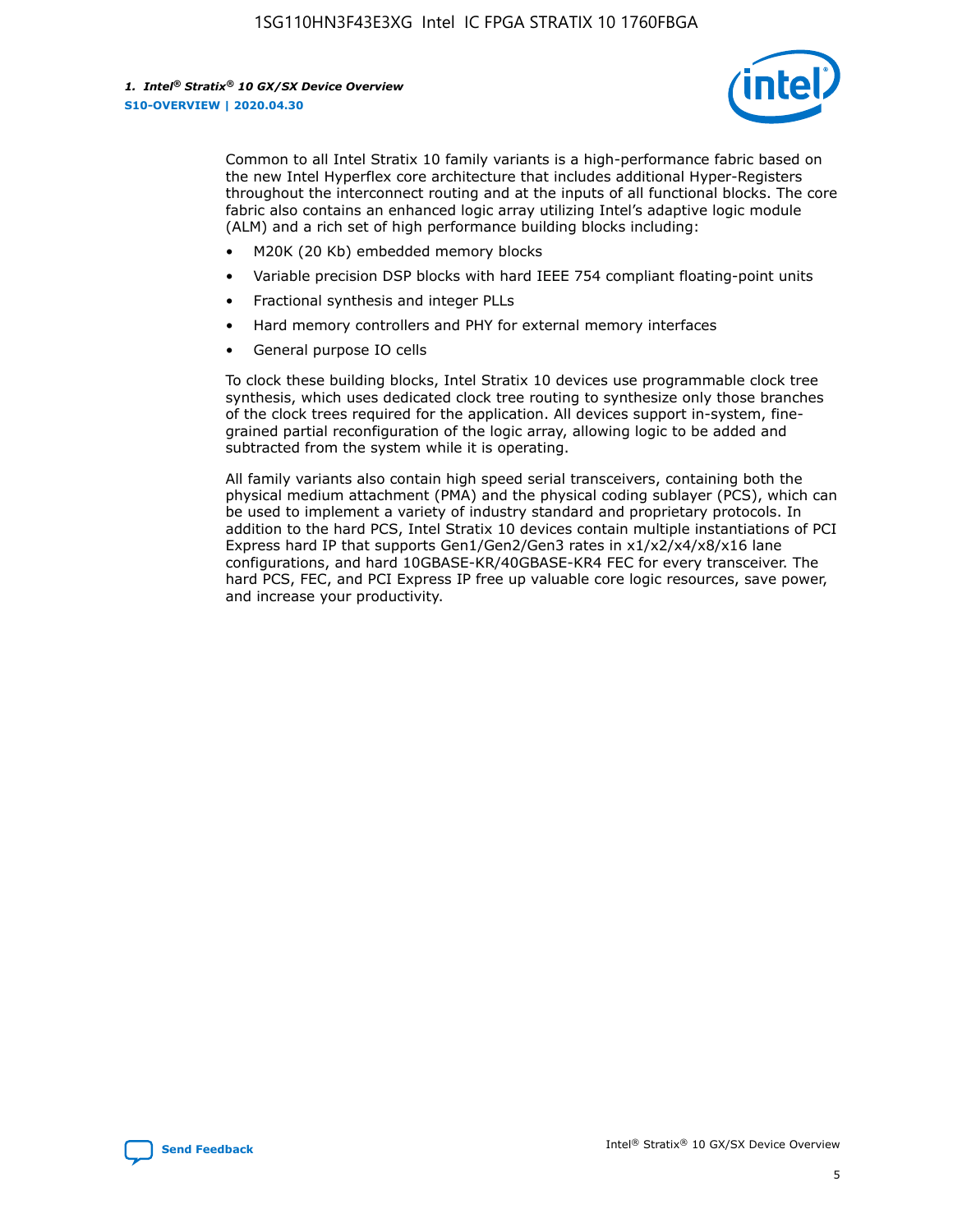Common to all Intel Stratix 10 family variants is a high-performance fabric based on the new Intel Hyperflex core architecture that includes additional Hyper-Registers throughout the interconnect routing and at the inputs of all functional blocks. The core fabric also contains an enhanced logic array utilizing Intel's adaptive logic module (ALM) and a rich set of high performance building blocks including:

- M20K (20 Kb) embedded memory blocks
- Variable precision DSP blocks with hard IEEE 754 compliant floating-point units
- Fractional synthesis and integer PLLs
- Hard memory controllers and PHY for external memory interfaces
- General purpose IO cells

To clock these building blocks, Intel Stratix 10 devices use programmable clock tree synthesis, which uses dedicated clock tree routing to synthesize only those branches of the clock trees required for the application. All devices support in-system, fine-grained partial reconfiguration of the logic array, allowing logic to be added and subtracted from the system while it is operating.

All family variants also contain high speed serial transceivers, containing both the physical medium attachment (PMA) and the physical coding sublayer (PCS), which can be used to implement a variety of industry standard and proprietary protocols. In addition to the hard PCS, Intel Stratix 10 devices contain multiple instantiations of PCI Express hard IP that supports Gen1/Gen2/Gen3 rates in x1/x2/x4/x8/x16 lane configurations, and hard 10GBASE-KR/40GBASE-KR4 FEC for every transceiver. The hard PCS, FEC, and PCI Express IP free up valuable core logic resources, save power, and increase your productivity.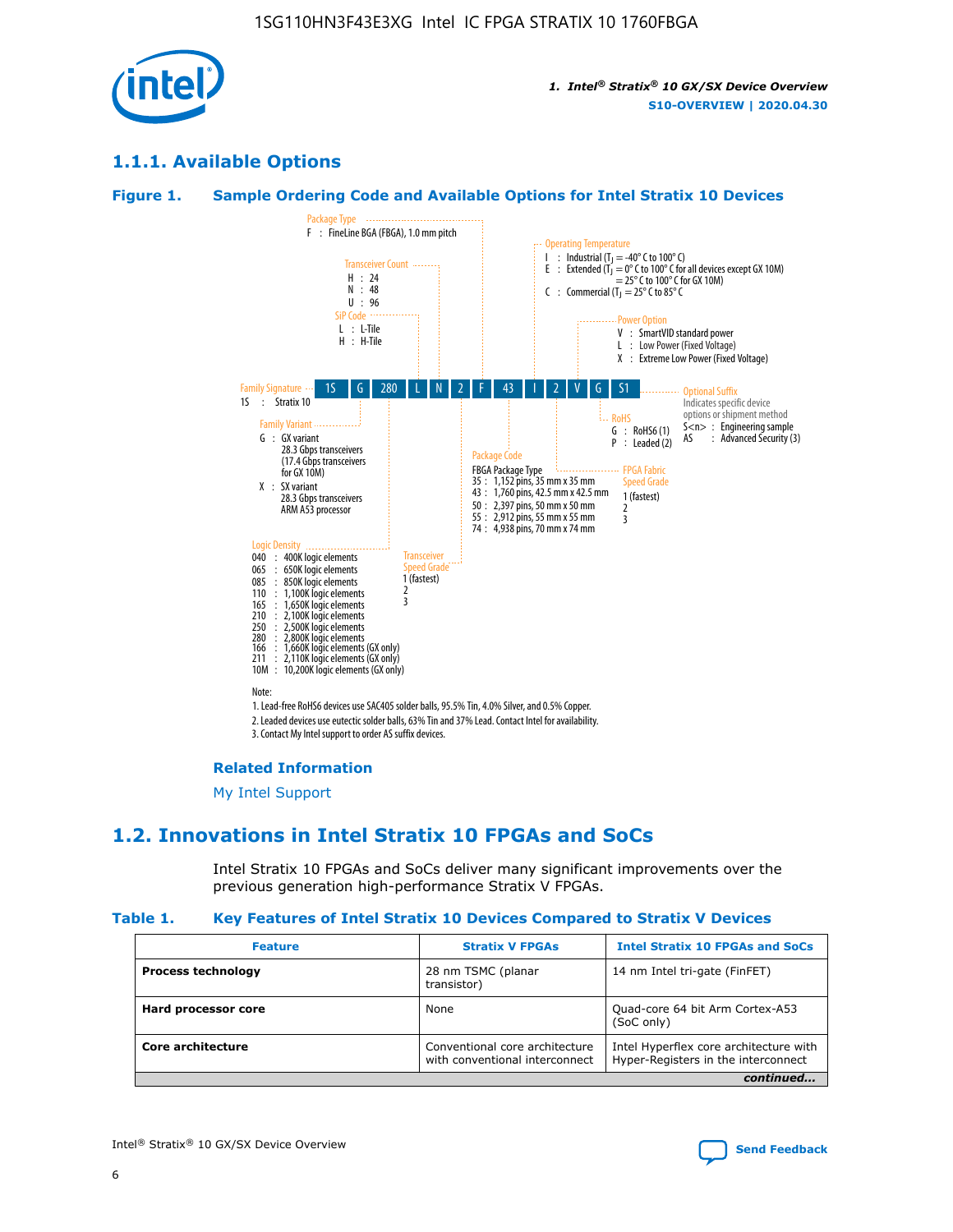### 1.1.1. Available Options

**Figure 1. Sample Ordering Code and Available Options for Intel Stratix 10 Devices**

| 1S | G | 280 | L | N | 2 | F | 43 | I | 2 | V | G | S1 |
|---|---|---|---|---|---|---|---|---|---|---|---|---|

**Family Signature**
1S : Stratix 10

**Family Variant**
G : GX variant
28.3 Gbps transceivers
(17.4 Gbps transceivers for GX 10M)
X : SX variant
28.3 Gbps transceivers
ARM A53 processor

**Logic Density**
040 : 400K logic elements
065 : 650K logic elements
085 : 850K logic elements
110 : 1,100K logic elements
165 : 1,650K logic elements
210 : 2,100K logic elements
250 : 2,500K logic elements
280 : 2,800K logic elements
166 : 1,660K logic elements (GX only)
211 : 2,110K logic elements (GX only)
10M : 10,200K logic elements (GX only)

**SiP Code**
L : L-Tile
H : H-Tile

**Transceiver Count**
H : 24
N : 48
U : 96

**Transceiver Speed Grade**
1 (fastest)
2
3

**Package Type**
F : FineLine BGA (FBGA), 1.0 mm pitch

**Package Code**
FBGA Package Type
35 : 1,152 pins, 35 mm x 35 mm
43 : 1,760 pins, 42.5 mm x 42.5 mm
50 : 2,397 pins, 50 mm x 50 mm
55 : 2,912 pins, 55 mm x 55 mm
74 : 4,938 pins, 70 mm x 74 mm

**Operating Temperature**
I : Industrial ($T_J$ = -40° C to 100° C)
E : Extended ($T_J$ = 0° C to 100° C for all devices except GX 10M)
= 25° C to 100° C for GX 10M)
C : Commercial ($T_J$ = 25° C to 85° C

**FPGA Fabric Speed Grade**
1 (fastest)
2
3

**Power Option**
V : SmartVID standard power
L : Low Power (Fixed Voltage)
X : Extreme Low Power (Fixed Voltage)

**RoHS**
G : RoHS6 (1)
P : Leaded (2)

**Optional Suffix**
Indicates specific device options or shipment method
S<n> : Engineering sample
AS : Advanced Security (3)

Note:
1. Lead-free RoHS6 devices use SAC405 solder balls, 95.5% Tin, 4.0% Silver, and 0.5% Copper.
2. Leaded devices use eutectic solder balls, 63% Tin and 37% Lead. Contact Intel for availability.
3. Contact My Intel support to order AS suffix devices.

**Related Information**

My Intel Support

## 1.2. Innovations in Intel Stratix 10 FPGAs and SoCs

Intel Stratix 10 FPGAs and SoCs deliver many significant improvements over the previous generation high-performance Stratix V FPGAs.

**Table 1. Key Features of Intel Stratix 10 Devices Compared to Stratix V Devices**

| Feature | Stratix V FPGAs | Intel Stratix 10 FPGAs and SoCs |
|---|---|---|
| **Process technology** | 28 nm TSMC (planar transistor) | 14 nm Intel tri-gate (FinFET) |
| **Hard processor core** | None | Quad-core 64 bit Arm Cortex-A53 (SoC only) |
| **Core architecture** | Conventional core architecture with conventional interconnect | Intel Hyperflex core architecture with Hyper-Registers in the interconnect |

*continued...*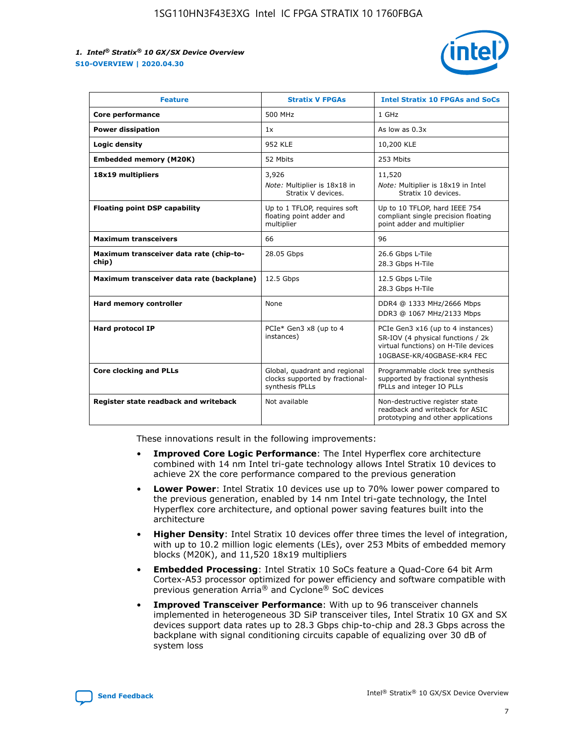| Feature | Stratix V FPGAs | Intel Stratix 10 FPGAs and SoCs |
| --- | --- | --- |
| **Core performance** | 500 MHz | 1 GHz |
| **Power dissipation** | 1x | As low as 0.3x |
| **Logic density** | 952 KLE | 10,200 KLE |
| **Embedded memory (M20K)** | 52 Mbits | 253 Mbits |
| **18x19 multipliers** | 3,926<br>*Note:* Multiplier is 18x18 in Stratix V devices. | 11,520<br>*Note:* Multiplier is 18x19 in Intel Stratix 10 devices. |
| **Floating point DSP capability** | Up to 1 TFLOP, requires soft floating point adder and multiplier | Up to 10 TFLOP, hard IEEE 754 compliant single precision floating point adder and multiplier |
| **Maximum transceivers** | 66 | 96 |
| **Maximum transceiver data rate (chip-to-chip)** | 28.05 Gbps | 26.6 Gbps L-Tile<br>28.3 Gbps H-Tile |
| **Maximum transceiver data rate (backplane)** | 12.5 Gbps | 12.5 Gbps L-Tile<br>28.3 Gbps H-Tile |
| **Hard memory controller** | None | DDR4 @ 1333 MHz/2666 Mbps<br>DDR3 @ 1067 MHz/2133 Mbps |
| **Hard protocol IP** | PCIe* Gen3 x8 (up to 4 instances) | PCIe Gen3 x16 (up to 4 instances)<br>SR-IOV (4 physical functions / 2k virtual functions) on H-Tile devices<br>10GBASE-KR/40GBASE-KR4 FEC |
| **Core clocking and PLLs** | Global, quadrant and regional clocks supported by fractional-synthesis fPLLs | Programmable clock tree synthesis supported by fractional synthesis fPLLs and integer IO PLLs |
| **Register state readback and writeback** | Not available | Non-destructive register state readback and writeback for ASIC prototyping and other applications |

These innovations result in the following improvements:

- **Improved Core Logic Performance**: The Intel Hyperflex core architecture combined with 14 nm Intel tri-gate technology allows Intel Stratix 10 devices to achieve 2X the core performance compared to the previous generation
- **Lower Power**: Intel Stratix 10 devices use up to 70% lower power compared to the previous generation, enabled by 14 nm Intel tri-gate technology, the Intel Hyperflex core architecture, and optional power saving features built into the architecture
- **Higher Density**: Intel Stratix 10 devices offer three times the level of integration, with up to 10.2 million logic elements (LEs), over 253 Mbits of embedded memory blocks (M20K), and 11,520 18x19 multipliers
- **Embedded Processing**: Intel Stratix 10 SoCs feature a Quad-Core 64 bit Arm Cortex-A53 processor optimized for power efficiency and software compatible with previous generation Arria® and Cyclone® SoC devices
- **Improved Transceiver Performance**: With up to 96 transceiver channels implemented in heterogeneous 3D SiP transceiver tiles, Intel Stratix 10 GX and SX devices support data rates up to 28.3 Gbps chip-to-chip and 28.3 Gbps across the backplane with signal conditioning circuits capable of equalizing over 30 dB of system loss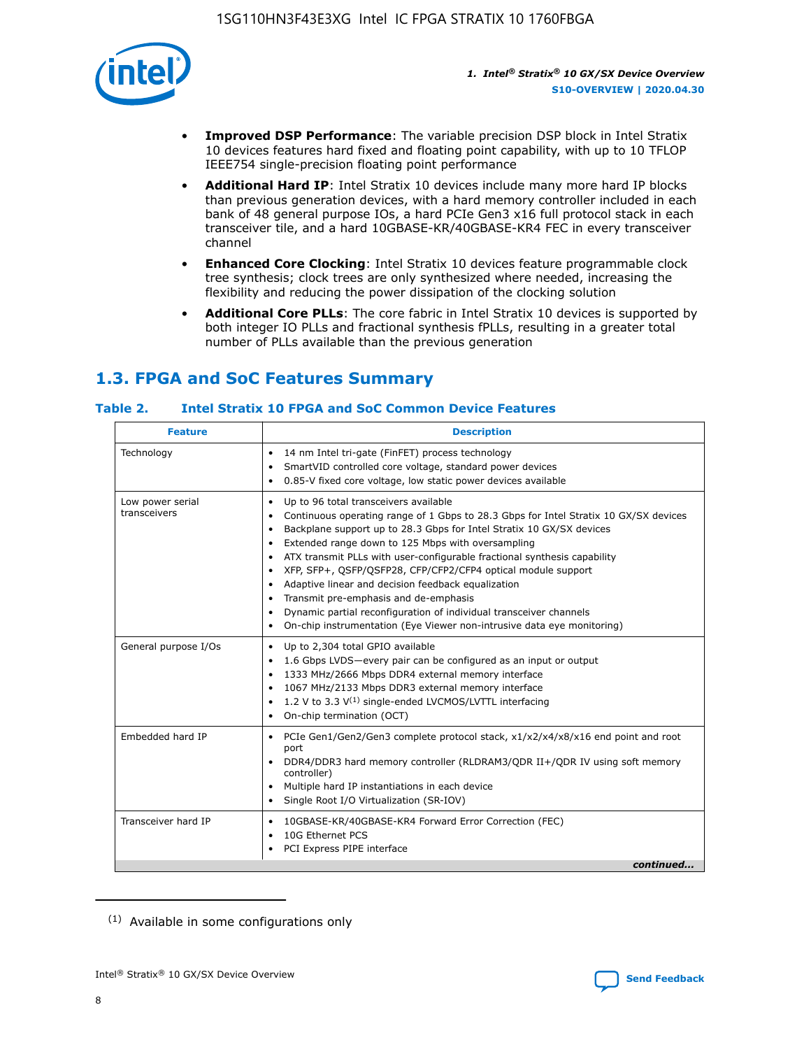- **Improved DSP Performance**: The variable precision DSP block in Intel Stratix 10 devices features hard fixed and floating point capability, with up to 10 TFLOP IEEE754 single-precision floating point performance
- **Additional Hard IP**: Intel Stratix 10 devices include many more hard IP blocks than previous generation devices, with a hard memory controller included in each bank of 48 general purpose IOs, a hard PCIe Gen3 x16 full protocol stack in each transceiver tile, and a hard 10GBASE-KR/40GBASE-KR4 FEC in every transceiver channel
- **Enhanced Core Clocking**: Intel Stratix 10 devices feature programmable clock tree synthesis; clock trees are only synthesized where needed, increasing the flexibility and reducing the power dissipation of the clocking solution
- **Additional Core PLLs**: The core fabric in Intel Stratix 10 devices is supported by both integer IO PLLs and fractional synthesis fPLLs, resulting in a greater total number of PLLs available than the previous generation

## 1.3. FPGA and SoC Features Summary

### Table 2. Intel Stratix 10 FPGA and SoC Common Device Features

| Feature | Description |
|---|---|
| Technology | • 14 nm Intel tri-gate (FinFET) process technology<br>• SmartVID controlled core voltage, standard power devices<br>• 0.85-V fixed core voltage, low static power devices available |
| Low power serial transceivers | • Up to 96 total transceivers available<br>• Continuous operating range of 1 Gbps to 28.3 Gbps for Intel Stratix 10 GX/SX devices<br>• Backplane support up to 28.3 Gbps for Intel Stratix 10 GX/SX devices<br>• Extended range down to 125 Mbps with oversampling<br>• ATX transmit PLLs with user-configurable fractional synthesis capability<br>• XFP, SFP+, QSFP/QSFP28, CFP/CFP2/CFP4 optical module support<br>• Adaptive linear and decision feedback equalization<br>• Transmit pre-emphasis and de-emphasis<br>• Dynamic partial reconfiguration of individual transceiver channels<br>• On-chip instrumentation (Eye Viewer non-intrusive data eye monitoring) |
| General purpose I/Os | • Up to 2,304 total GPIO available<br>• 1.6 Gbps LVDS—every pair can be configured as an input or output<br>• 1333 MHz/2666 Mbps DDR4 external memory interface<br>• 1067 MHz/2133 Mbps DDR3 external memory interface<br>• 1.2 V to 3.3 V[(1)] single-ended LVCMOS/LVTTL interfacing<br>• On-chip termination (OCT) |
| Embedded hard IP | • PCIe Gen1/Gen2/Gen3 complete protocol stack, x1/x2/x4/x8/x16 end point and root port<br>• DDR4/DDR3 hard memory controller (RLDRAM3/QDR II+/QDR IV using soft memory controller)<br>• Multiple hard IP instantiations in each device<br>• Single Root I/O Virtualization (SR-IOV) |
| Transceiver hard IP | • 10GBASE-KR/40GBASE-KR4 Forward Error Correction (FEC)<br>• 10G Ethernet PCS<br>• PCI Express PIPE interface |

*continued...*

(1) Available in some configurations only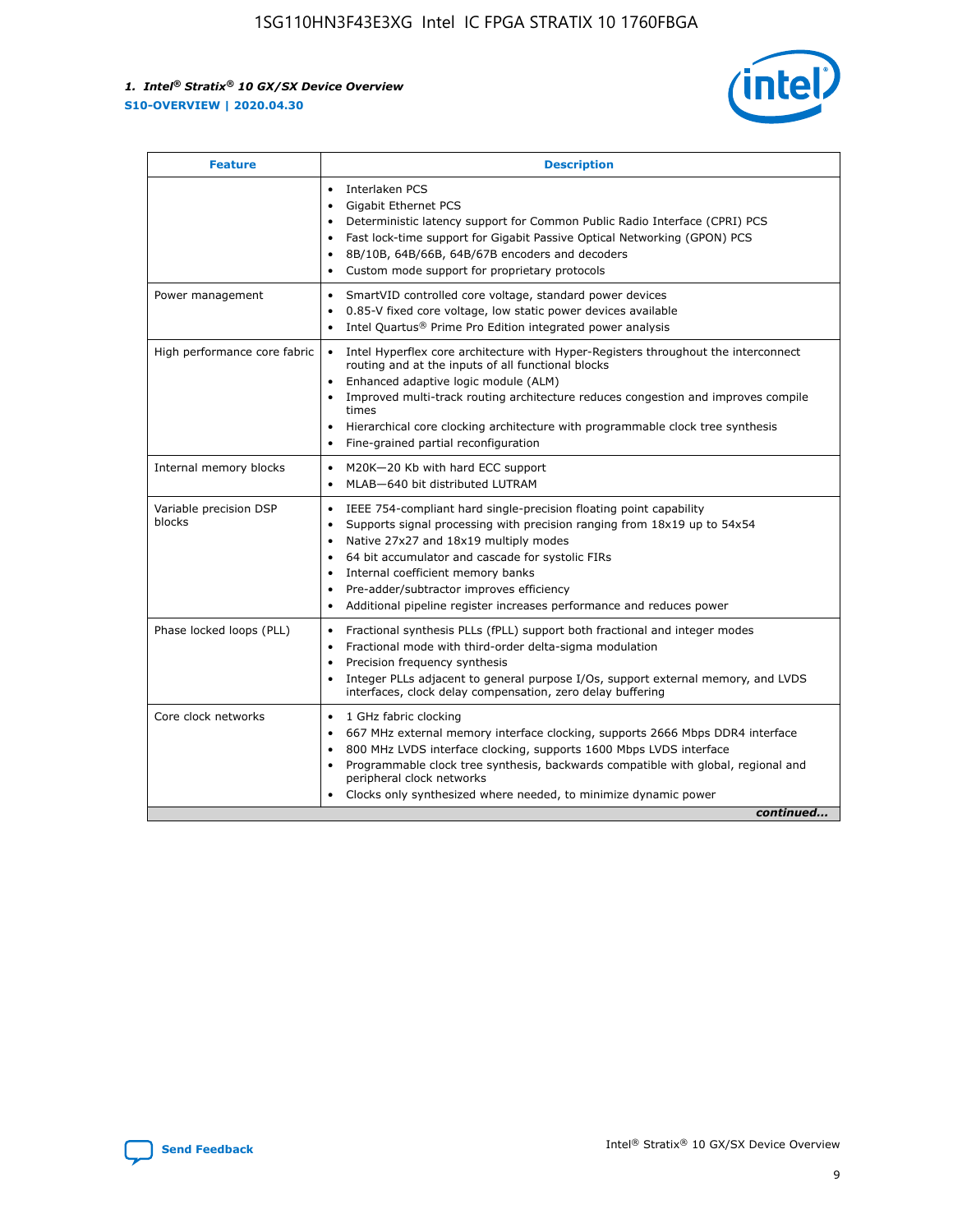| Feature | Description |
| --- | --- |
| | • Interlaken PCS<br>• Gigabit Ethernet PCS<br>• Deterministic latency support for Common Public Radio Interface (CPRI) PCS<br>• Fast lock-time support for Gigabit Passive Optical Networking (GPON) PCS<br>• 8B/10B, 64B/66B, 64B/67B encoders and decoders<br>• Custom mode support for proprietary protocols |
| Power management | • SmartVID controlled core voltage, standard power devices<br>• 0.85-V fixed core voltage, low static power devices available<br>• Intel Quartus® Prime Pro Edition integrated power analysis |
| High performance core fabric | • Intel Hyperflex core architecture with Hyper-Registers throughout the interconnect routing and at the inputs of all functional blocks<br>• Enhanced adaptive logic module (ALM)<br>• Improved multi-track routing architecture reduces congestion and improves compile times<br>• Hierarchical core clocking architecture with programmable clock tree synthesis<br>• Fine-grained partial reconfiguration |
| Internal memory blocks | • M20K—20 Kb with hard ECC support<br>• MLAB—640 bit distributed LUTRAM |
| Variable precision DSP blocks | • IEEE 754-compliant hard single-precision floating point capability<br>• Supports signal processing with precision ranging from 18x19 up to 54x54<br>• Native 27x27 and 18x19 multiply modes<br>• 64 bit accumulator and cascade for systolic FIRs<br>• Internal coefficient memory banks<br>• Pre-adder/subtractor improves efficiency<br>• Additional pipeline register increases performance and reduces power |
| Phase locked loops (PLL) | • Fractional synthesis PLLs (fPLL) support both fractional and integer modes<br>• Fractional mode with third-order delta-sigma modulation<br>• Precision frequency synthesis<br>• Integer PLLs adjacent to general purpose I/Os, support external memory, and LVDS interfaces, clock delay compensation, zero delay buffering |
| Core clock networks | • 1 GHz fabric clocking<br>• 667 MHz external memory interface clocking, supports 2666 Mbps DDR4 interface<br>• 800 MHz LVDS interface clocking, supports 1600 Mbps LVDS interface<br>• Programmable clock tree synthesis, backwards compatible with global, regional and peripheral clock networks<br>• Clocks only synthesized where needed, to minimize dynamic power |

*continued...*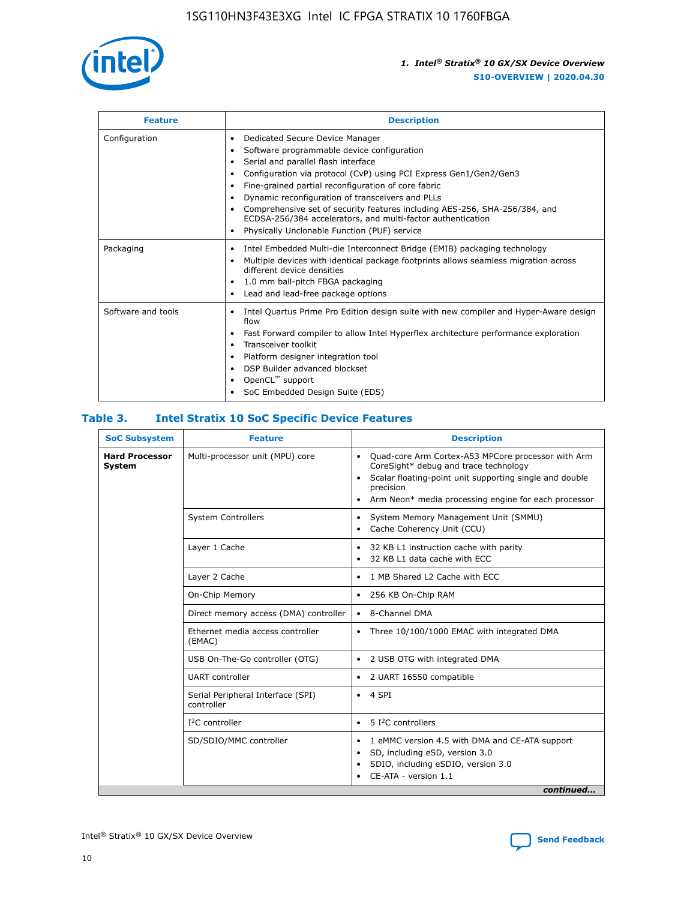| Feature | Description |
| --- | --- |
| Configuration | • Dedicated Secure Device Manager<br>• Software programmable device configuration<br>• Serial and parallel flash interface<br>• Configuration via protocol (CvP) using PCI Express Gen1/Gen2/Gen3<br>• Fine-grained partial reconfiguration of core fabric<br>• Dynamic reconfiguration of transceivers and PLLs<br>• Comprehensive set of security features including AES-256, SHA-256/384, and ECDSA-256/384 accelerators, and multi-factor authentication<br>• Physically Unclonable Function (PUF) service |
| Packaging | • Intel Embedded Multi-die Interconnect Bridge (EMIB) packaging technology<br>• Multiple devices with identical package footprints allows seamless migration across different device densities<br>• 1.0 mm ball-pitch FBGA packaging<br>• Lead and lead-free package options |
| Software and tools | • Intel Quartus Prime Pro Edition design suite with new compiler and Hyper-Aware design flow<br>• Fast Forward compiler to allow Intel Hyperflex architecture performance exploration<br>• Transceiver toolkit<br>• Platform designer integration tool<br>• DSP Builder advanced blockset<br>• OpenCL™ support<br>• SoC Embedded Design Suite (EDS) |

## Table 3. Intel Stratix 10 SoC Specific Device Features

| SoC Subsystem | Feature | Description |
| --- | --- | --- |
| **Hard Processor System** | Multi-processor unit (MPU) core | • Quad-core Arm Cortex-A53 MPCore processor with Arm CoreSight* debug and trace technology<br>• Scalar floating-point unit supporting single and double precision<br>• Arm Neon* media processing engine for each processor |
| | System Controllers | • System Memory Management Unit (SMMU)<br>• Cache Coherency Unit (CCU) |
| | Layer 1 Cache | • 32 KB L1 instruction cache with parity<br>• 32 KB L1 data cache with ECC |
| | Layer 2 Cache | • 1 MB Shared L2 Cache with ECC |
| | On-Chip Memory | • 256 KB On-Chip RAM |
| | Direct memory access (DMA) controller | • 8-Channel DMA |
| | Ethernet media access controller (EMAC) | • Three 10/100/1000 EMAC with integrated DMA |
| | USB On-The-Go controller (OTG) | • 2 USB OTG with integrated DMA |
| | UART controller | • 2 UART 16550 compatible |
| | Serial Peripheral Interface (SPI) controller | • 4 SPI |
| | I²C controller | • 5 I²C controllers |
| | SD/SDIO/MMC controller | • 1 eMMC version 4.5 with DMA and CE-ATA support<br>• SD, including eSD, version 3.0<br>• SDIO, including eSDIO, version 3.0<br>• CE-ATA - version 1.1 |

*continued...*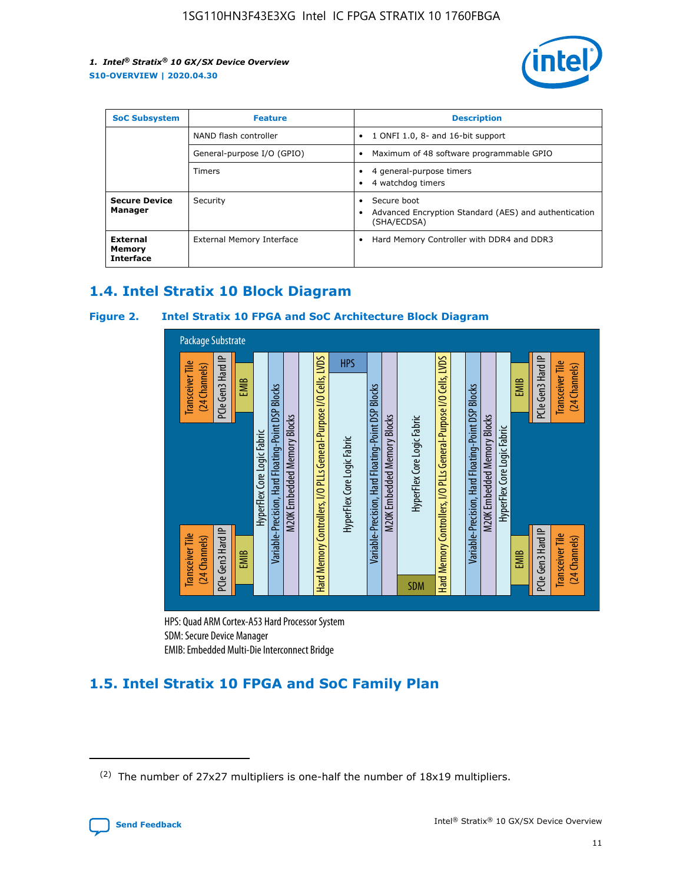| SoC Subsystem | Feature | Description |
| --- | --- | --- |
| | NAND flash controller | • 1 ONFI 1.0, 8- and 16-bit support |
| | General-purpose I/O (GPIO) | • Maximum of 48 software programmable GPIO |
| | Timers | • 4 general-purpose timers<br>• 4 watchdog timers |
| **Secure Device Manager** | Security | • Secure boot<br>• Advanced Encryption Standard (AES) and authentication (SHA/ECDSA) |
| **External Memory Interface** | External Memory Interface | • Hard Memory Controller with DDR4 and DDR3 |

## 1.4. Intel Stratix 10 Block Diagram

**Figure 2. Intel Stratix 10 FPGA and SoC Architecture Block Diagram**

Package Substrate

Transceiver Tile (24 Channels) | PCIe Gen3 Hard IP | EMIB | HyperFlex Core Logic Fabric | Variable-Precision, Hard Floating-Point DSP Blocks | M20K Embedded Memory Blocks | Hard Memory Controllers, I/O PLLs General-Purpose I/O Cells, LVDS | HPS | HyperFlex Core Logic Fabric | Variable-Precision, Hard Floating-Point DSP Blocks | M20K Embedded Memory Blocks | HyperFlex Core Logic Fabric | SDM | Hard Memory Controllers, I/O PLLs General-Purpose I/O Cells, LVDS | Variable-Precision, Hard Floating-Point DSP Blocks | M20K Embedded Memory Blocks | HyperFlex Core Logic Fabric | EMIB | PCIe Gen3 Hard IP | Transceiver Tile (24 Channels)

HPS: Quad ARM Cortex-A53 Hard Processor System
SDM: Secure Device Manager
EMIB: Embedded Multi-Die Interconnect Bridge

## 1.5. Intel Stratix 10 FPGA and SoC Family Plan

(2) The number of 27x27 multipliers is one-half the number of 18x19 multipliers.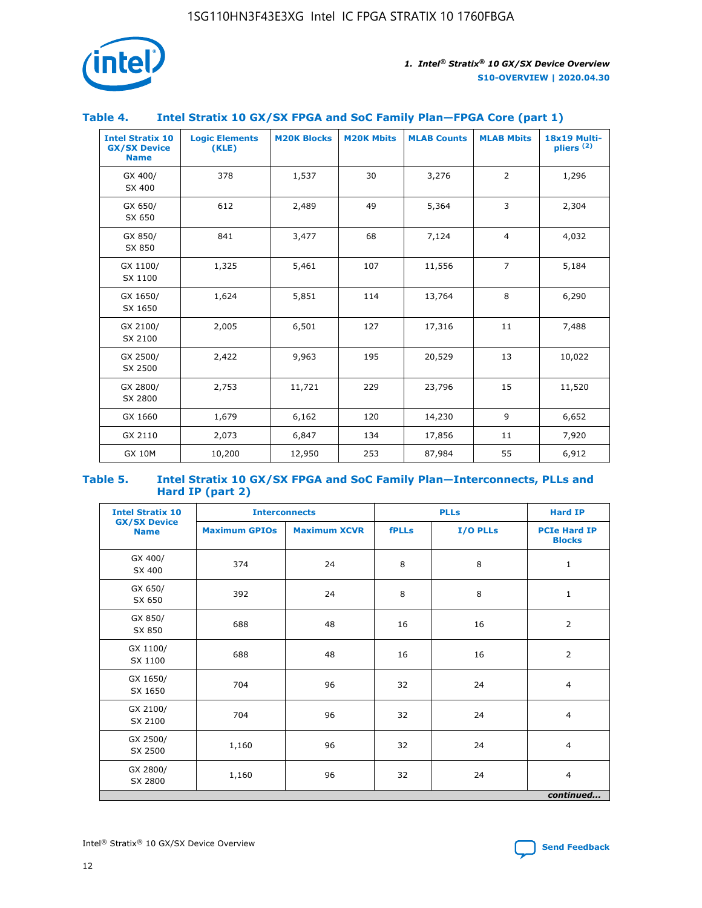**Table 4. Intel Stratix 10 GX/SX FPGA and SoC Family Plan—FPGA Core (part 1)**

| Intel Stratix 10 GX/SX Device Name | Logic Elements (KLE) | M20K Blocks | M20K Mbits | MLAB Counts | MLAB Mbits | 18x19 Multi-pliers (2) |
|---|---|---|---|---|---|---|
| GX 400/ SX 400 | 378 | 1,537 | 30 | 3,276 | 2 | 1,296 |
| GX 650/ SX 650 | 612 | 2,489 | 49 | 5,364 | 3 | 2,304 |
| GX 850/ SX 850 | 841 | 3,477 | 68 | 7,124 | 4 | 4,032 |
| GX 1100/ SX 1100 | 1,325 | 5,461 | 107 | 11,556 | 7 | 5,184 |
| GX 1650/ SX 1650 | 1,624 | 5,851 | 114 | 13,764 | 8 | 6,290 |
| GX 2100/ SX 2100 | 2,005 | 6,501 | 127 | 17,316 | 11 | 7,488 |
| GX 2500/ SX 2500 | 2,422 | 9,963 | 195 | 20,529 | 13 | 10,022 |
| GX 2800/ SX 2800 | 2,753 | 11,721 | 229 | 23,796 | 15 | 11,520 |
| GX 1660 | 1,679 | 6,162 | 120 | 14,230 | 9 | 6,652 |
| GX 2110 | 2,073 | 6,847 | 134 | 17,856 | 11 | 7,920 |
| GX 10M | 10,200 | 12,950 | 253 | 87,984 | 55 | 6,912 |

**Table 5. Intel Stratix 10 GX/SX FPGA and SoC Family Plan—Interconnects, PLLs and Hard IP (part 2)**

| Intel Stratix 10 GX/SX Device Name | Interconnects | | PLLs | | Hard IP |
|---|---|---|---|---|---|
| | Maximum GPIOs | Maximum XCVR | fPLLs | I/O PLLs | PCIe Hard IP Blocks |
| GX 400/ SX 400 | 374 | 24 | 8 | 8 | 1 |
| GX 650/ SX 650 | 392 | 24 | 8 | 8 | 1 |
| GX 850/ SX 850 | 688 | 48 | 16 | 16 | 2 |
| GX 1100/ SX 1100 | 688 | 48 | 16 | 16 | 2 |
| GX 1650/ SX 1650 | 704 | 96 | 32 | 24 | 4 |
| GX 2100/ SX 2100 | 704 | 96 | 32 | 24 | 4 |
| GX 2500/ SX 2500 | 1,160 | 96 | 32 | 24 | 4 |
| GX 2800/ SX 2800 | 1,160 | 96 | 32 | 24 | 4 |

*continued...*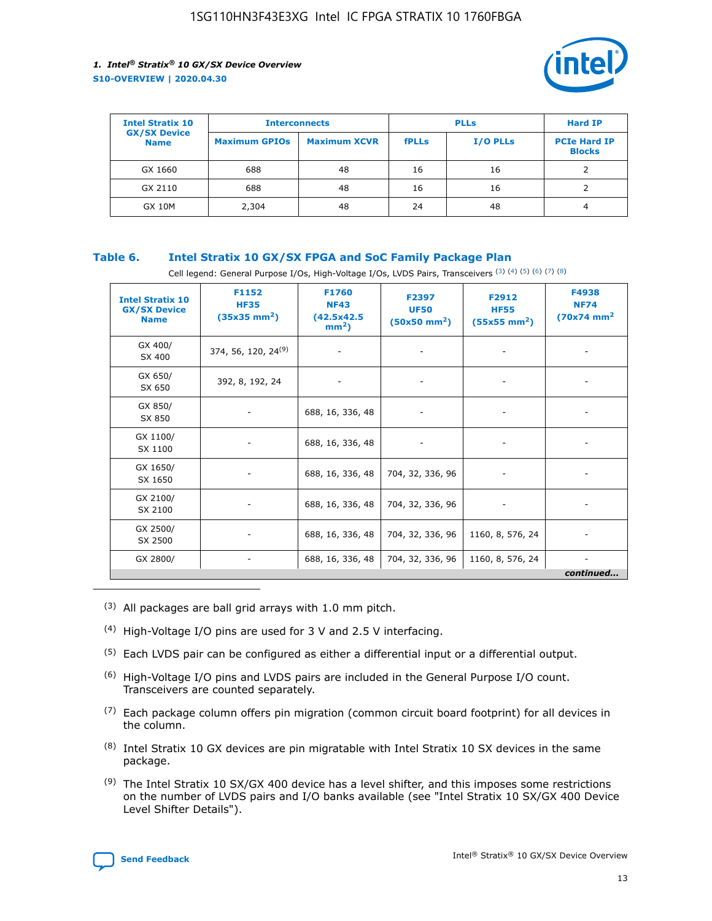| Intel Stratix 10 GX/SX Device Name | Interconnects | | PLLs | | Hard IP |
|---|---|---|---|---|---|
| | Maximum GPIOs | Maximum XCVR | fPLLs | I/O PLLs | PCIe Hard IP Blocks |
| GX 1660 | 688 | 48 | 16 | 16 | 2 |
| GX 2110 | 688 | 48 | 16 | 16 | 2 |
| GX 10M | 2,304 | 48 | 24 | 48 | 4 |

### Table 6. Intel Stratix 10 GX/SX FPGA and SoC Family Package Plan

Cell legend: General Purpose I/Os, High-Voltage I/Os, LVDS Pairs, Transceivers [(3)] [(4)] [(5)] [(6)] [(7)] [(8)]

| Intel Stratix 10 GX/SX Device Name | F1152 HF35 (35x35 mm$^2$) | F1760 NF43 (42.5x42.5 mm$^2$) | F2397 UF50 (50x50 mm$^2$) | F2912 HF55 (55x55 mm$^2$) | F4938 NF74 (70x74 mm$^2$ |
|---|---|---|---|---|---|
| GX 400/ SX 400 | 374, 56, 120, 24[(9)] | - | - | - | - |
| GX 650/ SX 650 | 392, 8, 192, 24 | - | - | - | - |
| GX 850/ SX 850 | - | 688, 16, 336, 48 | - | - | - |
| GX 1100/ SX 1100 | - | 688, 16, 336, 48 | - | - | - |
| GX 1650/ SX 1650 | - | 688, 16, 336, 48 | 704, 32, 336, 96 | - | - |
| GX 2100/ SX 2100 | - | 688, 16, 336, 48 | 704, 32, 336, 96 | - | - |
| GX 2500/ SX 2500 | - | 688, 16, 336, 48 | 704, 32, 336, 96 | 1160, 8, 576, 24 | - |
| GX 2800/ | - | 688, 16, 336, 48 | 704, 32, 336, 96 | 1160, 8, 576, 24 | - |

*continued...*

(3) All packages are ball grid arrays with 1.0 mm pitch.

(4) High-Voltage I/O pins are used for 3 V and 2.5 V interfacing.

(5) Each LVDS pair can be configured as either a differential input or a differential output.

(6) High-Voltage I/O pins and LVDS pairs are included in the General Purpose I/O count. Transceivers are counted separately.

(7) Each package column offers pin migration (common circuit board footprint) for all devices in the column.

(8) Intel Stratix 10 GX devices are pin migratable with Intel Stratix 10 SX devices in the same package.

(9) The Intel Stratix 10 SX/GX 400 device has a level shifter, and this imposes some restrictions on the number of LVDS pairs and I/O banks available (see "Intel Stratix 10 SX/GX 400 Device Level Shifter Details").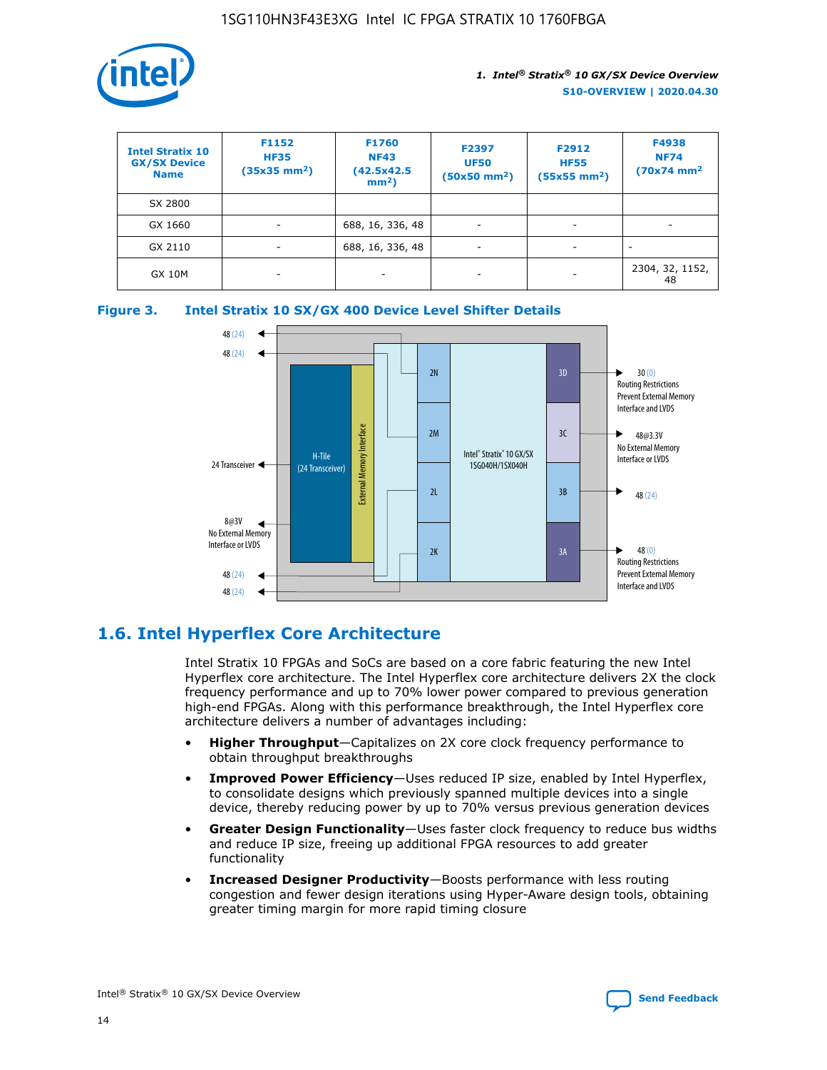| Intel Stratix 10 GX/SX Device Name | F1152 HF35 (35x35 mm²) | F1760 NF43 (42.5x42.5 mm²) | F2397 UF50 (50x50 mm²) | F2912 HF55 (55x55 mm²) | F4938 NF74 (70x74 mm² |
|---|---|---|---|---|---|
| SX 2800 | | | | | |
| GX 1660 | - | 688, 16, 336, 48 | - | - | - |
| GX 2110 | - | 688, 16, 336, 48 | - | - | - |
| GX 10M | - | - | - | - | 2304, 32, 1152, 48 |

**Figure 3. Intel Stratix 10 SX/GX 400 Device Level Shifter Details**

## 1.6. Intel Hyperflex Core Architecture

Intel Stratix 10 FPGAs and SoCs are based on a core fabric featuring the new Intel Hyperflex core architecture. The Intel Hyperflex core architecture delivers 2X the clock frequency performance and up to 70% lower power compared to previous generation high-end FPGAs. Along with this performance breakthrough, the Intel Hyperflex core architecture delivers a number of advantages including:

- **Higher Throughput**—Capitalizes on 2X core clock frequency performance to obtain throughput breakthroughs
- **Improved Power Efficiency**—Uses reduced IP size, enabled by Intel Hyperflex, to consolidate designs which previously spanned multiple devices into a single device, thereby reducing power by up to 70% versus previous generation devices
- **Greater Design Functionality**—Uses faster clock frequency to reduce bus widths and reduce IP size, freeing up additional FPGA resources to add greater functionality
- **Increased Designer Productivity**—Boosts performance with less routing congestion and fewer design iterations using Hyper-Aware design tools, obtaining greater timing margin for more rapid timing closure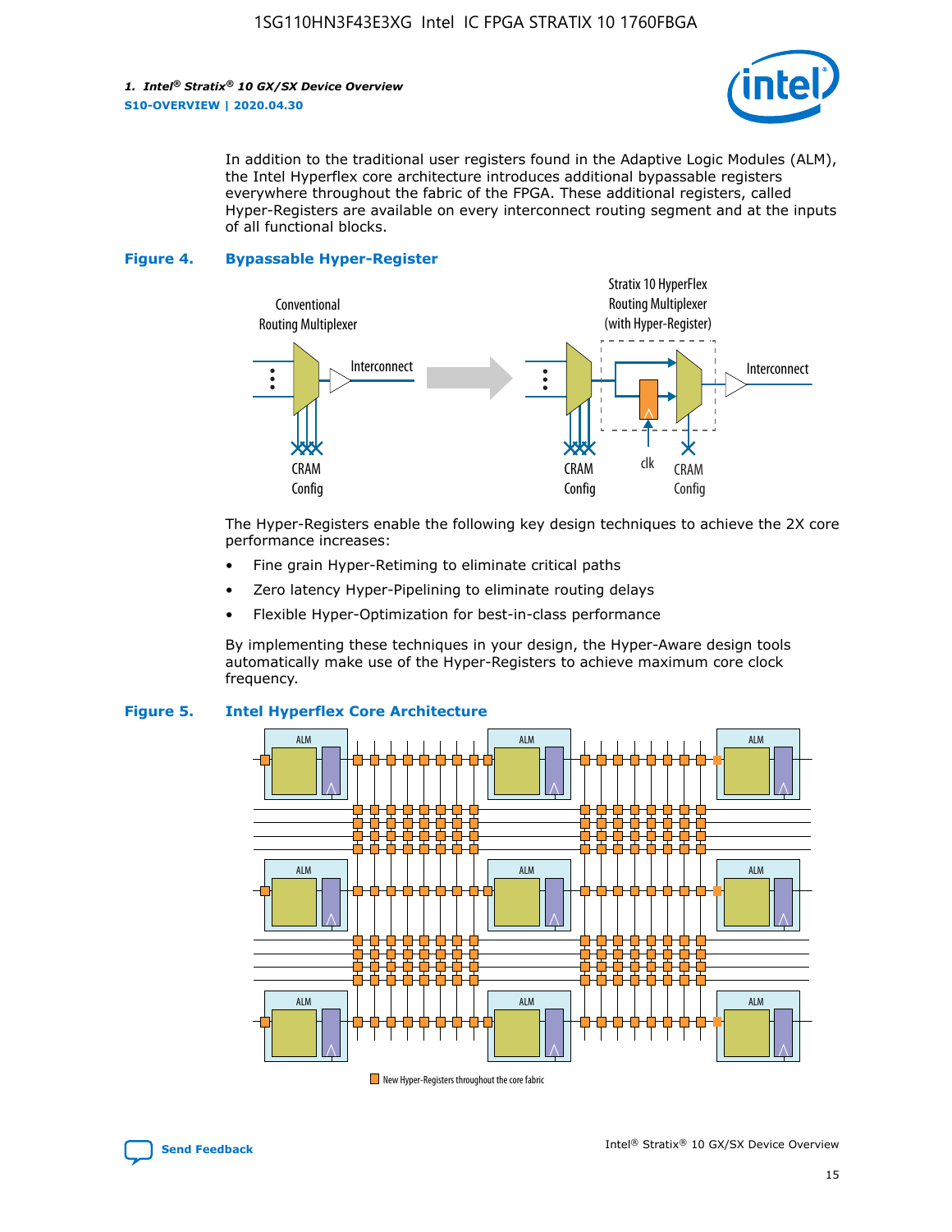In addition to the traditional user registers found in the Adaptive Logic Modules (ALM), the Intel Hyperflex core architecture introduces additional bypassable registers everywhere throughout the fabric of the FPGA. These additional registers, called Hyper-Registers are available on every interconnect routing segment and at the inputs of all functional blocks.

**Figure 4. Bypassable Hyper-Register**

The Hyper-Registers enable the following key design techniques to achieve the 2X core performance increases:

- Fine grain Hyper-Retiming to eliminate critical paths
- Zero latency Hyper-Pipelining to eliminate routing delays
- Flexible Hyper-Optimization for best-in-class performance

By implementing these techniques in your design, the Hyper-Aware design tools automatically make use of the Hyper-Registers to achieve maximum core clock frequency.

**Figure 5. Intel Hyperflex Core Architecture**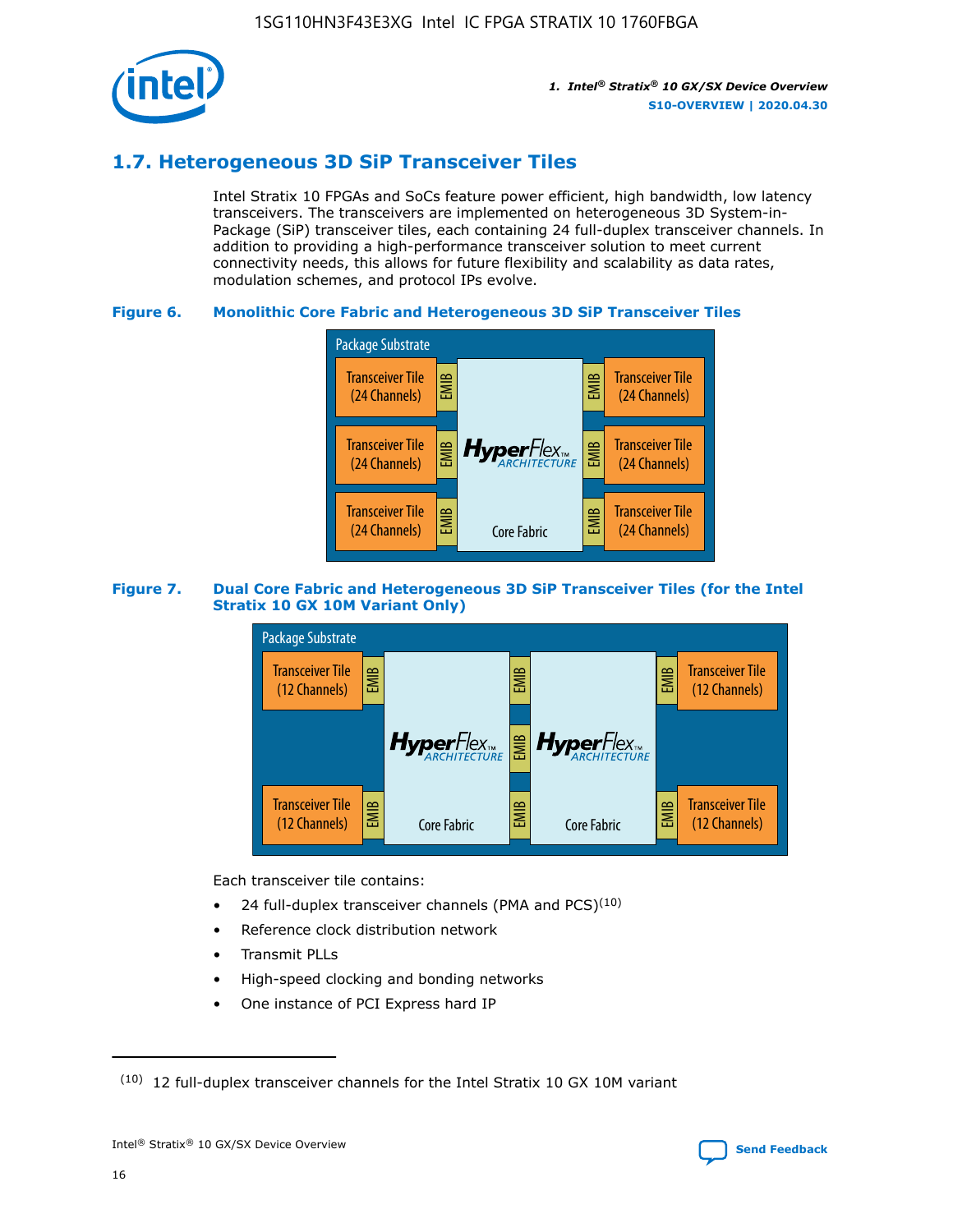## 1.7. Heterogeneous 3D SiP Transceiver Tiles

Intel Stratix 10 FPGAs and SoCs feature power efficient, high bandwidth, low latency transceivers. The transceivers are implemented on heterogeneous 3D System-in-Package (SiP) transceiver tiles, each containing 24 full-duplex transceiver channels. In addition to providing a high-performance transceiver solution to meet current connectivity needs, this allows for future flexibility and scalability as data rates, modulation schemes, and protocol IPs evolve.

**Figure 6. Monolithic Core Fabric and Heterogeneous 3D SiP Transceiver Tiles**

Package Substrate

Transceiver Tile (24 Channels) | EMIB | HyperFlex ARCHITECTURE Core Fabric | EMIB | Transceiver Tile (24 Channels)

**Figure 7. Dual Core Fabric and Heterogeneous 3D SiP Transceiver Tiles (for the Intel Stratix 10 GX 10M Variant Only)**

Package Substrate

Transceiver Tile (12 Channels) | EMIB | HyperFlex ARCHITECTURE Core Fabric | EMIB | HyperFlex ARCHITECTURE Core Fabric | EMIB | Transceiver Tile (12 Channels)

Each transceiver tile contains:

- 24 full-duplex transceiver channels (PMA and PCS)[10]
- Reference clock distribution network
- Transmit PLLs
- High-speed clocking and bonding networks
- One instance of PCI Express hard IP

[10] 12 full-duplex transceiver channels for the Intel Stratix 10 GX 10M variant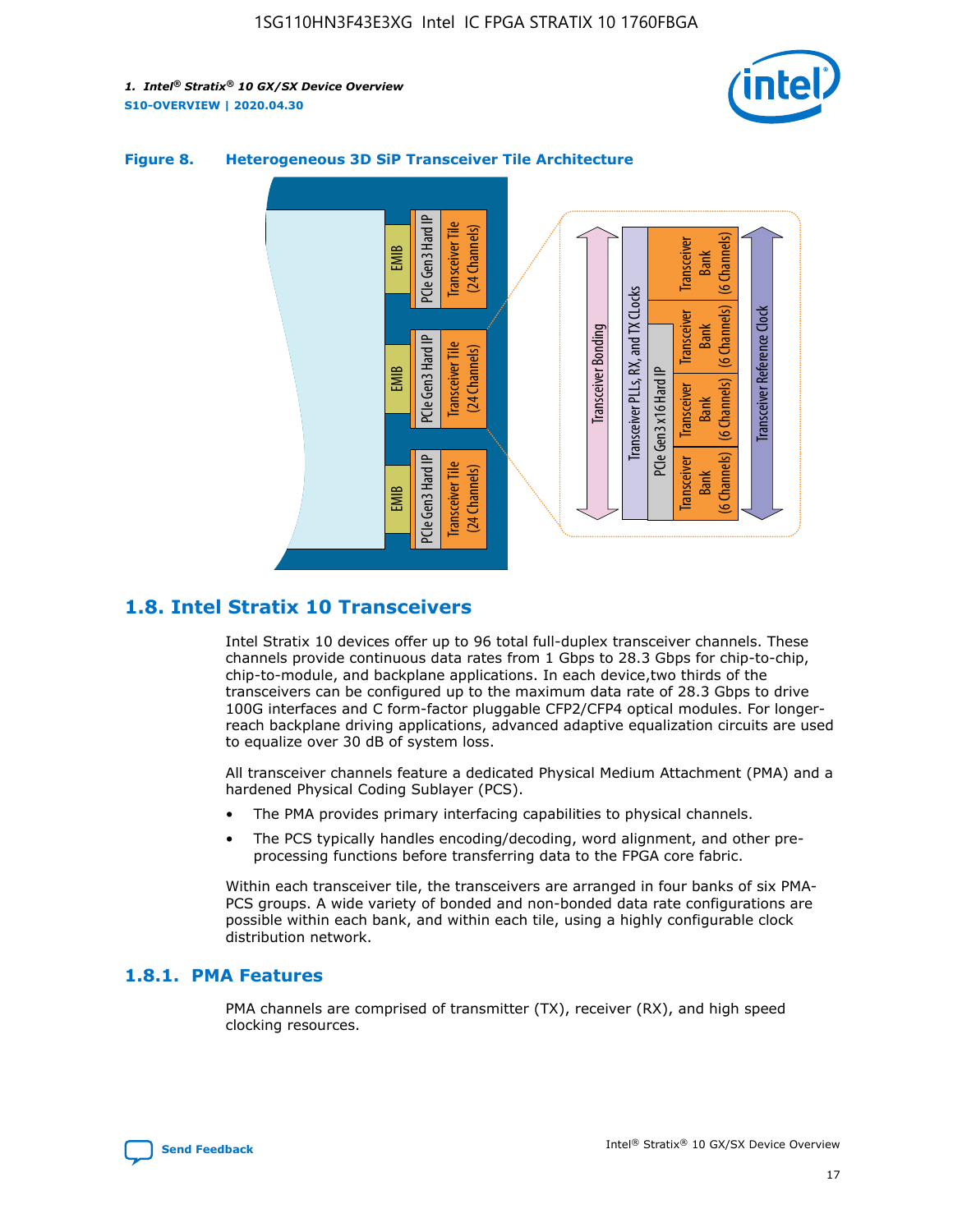**Figure 8. Heterogeneous 3D SiP Transceiver Tile Architecture**

## 1.8. Intel Stratix 10 Transceivers

Intel Stratix 10 devices offer up to 96 total full-duplex transceiver channels. These channels provide continuous data rates from 1 Gbps to 28.3 Gbps for chip-to-chip, chip-to-module, and backplane applications. In each device,two thirds of the transceivers can be configured up to the maximum data rate of 28.3 Gbps to drive 100G interfaces and C form-factor pluggable CFP2/CFP4 optical modules. For longer-reach backplane driving applications, advanced adaptive equalization circuits are used to equalize over 30 dB of system loss.

All transceiver channels feature a dedicated Physical Medium Attachment (PMA) and a hardened Physical Coding Sublayer (PCS).

- The PMA provides primary interfacing capabilities to physical channels.
- The PCS typically handles encoding/decoding, word alignment, and other pre-processing functions before transferring data to the FPGA core fabric.

Within each transceiver tile, the transceivers are arranged in four banks of six PMA-PCS groups. A wide variety of bonded and non-bonded data rate configurations are possible within each bank, and within each tile, using a highly configurable clock distribution network.

### 1.8.1. PMA Features

PMA channels are comprised of transmitter (TX), receiver (RX), and high speed clocking resources.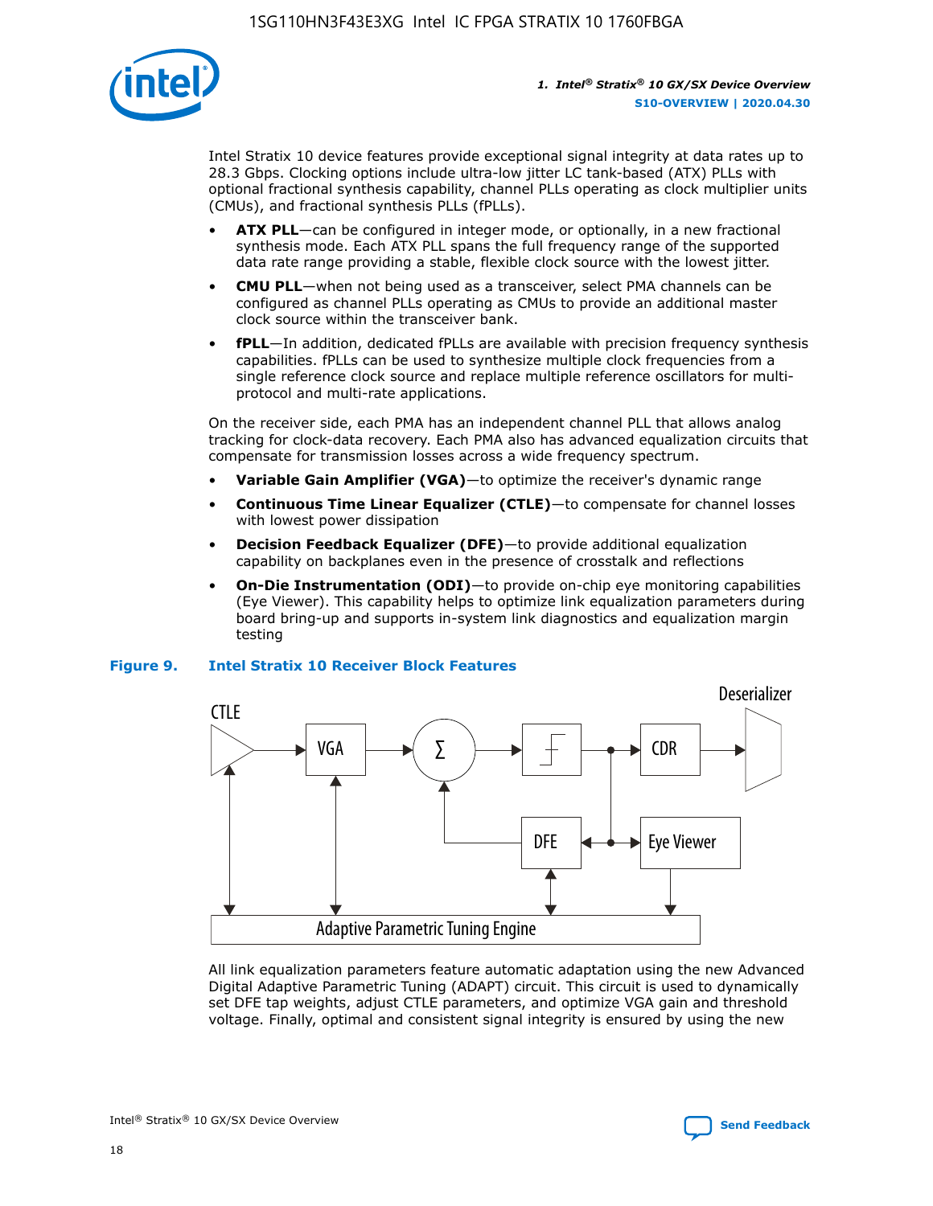Intel Stratix 10 device features provide exceptional signal integrity at data rates up to 28.3 Gbps. Clocking options include ultra-low jitter LC tank-based (ATX) PLLs with optional fractional synthesis capability, channel PLLs operating as clock multiplier units (CMUs), and fractional synthesis PLLs (fPLLs).

- **ATX PLL**—can be configured in integer mode, or optionally, in a new fractional synthesis mode. Each ATX PLL spans the full frequency range of the supported data rate range providing a stable, flexible clock source with the lowest jitter.
- **CMU PLL**—when not being used as a transceiver, select PMA channels can be configured as channel PLLs operating as CMUs to provide an additional master clock source within the transceiver bank.
- **fPLL**—In addition, dedicated fPLLs are available with precision frequency synthesis capabilities. fPLLs can be used to synthesize multiple clock frequencies from a single reference clock source and replace multiple reference oscillators for multi-protocol and multi-rate applications.

On the receiver side, each PMA has an independent channel PLL that allows analog tracking for clock-data recovery. Each PMA also has advanced equalization circuits that compensate for transmission losses across a wide frequency spectrum.

- **Variable Gain Amplifier (VGA)**—to optimize the receiver's dynamic range
- **Continuous Time Linear Equalizer (CTLE)**—to compensate for channel losses with lowest power dissipation
- **Decision Feedback Equalizer (DFE)**—to provide additional equalization capability on backplanes even in the presence of crosstalk and reflections
- **On-Die Instrumentation (ODI)**—to provide on-chip eye monitoring capabilities (Eye Viewer). This capability helps to optimize link equalization parameters during board bring-up and supports in-system link diagnostics and equalization margin testing

**Figure 9. Intel Stratix 10 Receiver Block Features**

All link equalization parameters feature automatic adaptation using the new Advanced Digital Adaptive Parametric Tuning (ADAPT) circuit. This circuit is used to dynamically set DFE tap weights, adjust CTLE parameters, and optimize VGA gain and threshold voltage. Finally, optimal and consistent signal integrity is ensured by using the new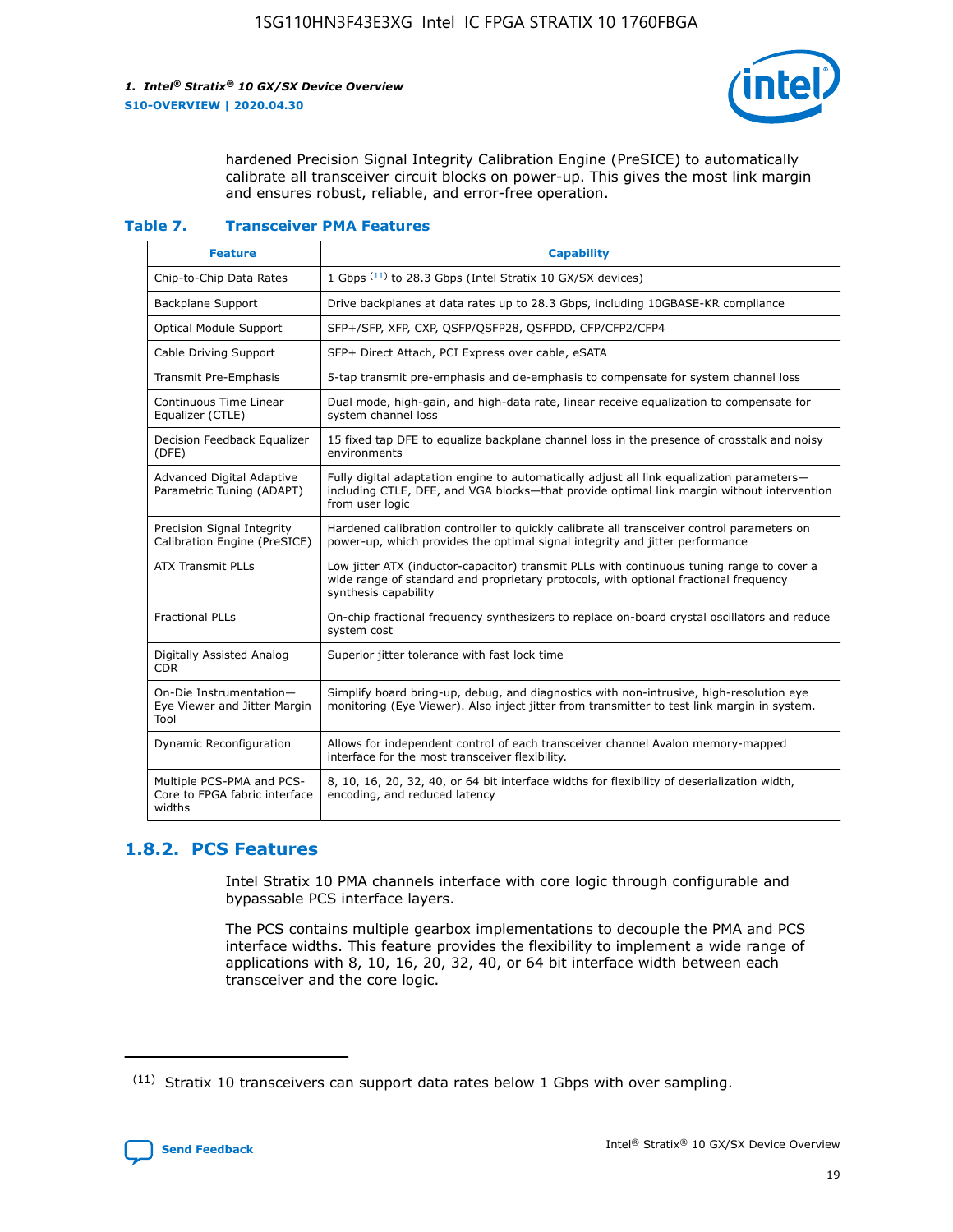hardened Precision Signal Integrity Calibration Engine (PreSICE) to automatically calibrate all transceiver circuit blocks on power-up. This gives the most link margin and ensures robust, reliable, and error-free operation.

**Table 7. Transceiver PMA Features**

| Feature | Capability |
|---|---|
| Chip-to-Chip Data Rates | 1 Gbps [11] to 28.3 Gbps (Intel Stratix 10 GX/SX devices) |
| Backplane Support | Drive backplanes at data rates up to 28.3 Gbps, including 10GBASE-KR compliance |
| Optical Module Support | SFP+/SFP, XFP, CXP, QSFP/QSFP28, QSFPDD, CFP/CFP2/CFP4 |
| Cable Driving Support | SFP+ Direct Attach, PCI Express over cable, eSATA |
| Transmit Pre-Emphasis | 5-tap transmit pre-emphasis and de-emphasis to compensate for system channel loss |
| Continuous Time Linear Equalizer (CTLE) | Dual mode, high-gain, and high-data rate, linear receive equalization to compensate for system channel loss |
| Decision Feedback Equalizer (DFE) | 15 fixed tap DFE to equalize backplane channel loss in the presence of crosstalk and noisy environments |
| Advanced Digital Adaptive Parametric Tuning (ADAPT) | Fully digital adaptation engine to automatically adjust all link equalization parameters—including CTLE, DFE, and VGA blocks—that provide optimal link margin without intervention from user logic |
| Precision Signal Integrity Calibration Engine (PreSICE) | Hardened calibration controller to quickly calibrate all transceiver control parameters on power-up, which provides the optimal signal integrity and jitter performance |
| ATX Transmit PLLs | Low jitter ATX (inductor-capacitor) transmit PLLs with continuous tuning range to cover a wide range of standard and proprietary protocols, with optional fractional frequency synthesis capability |
| Fractional PLLs | On-chip fractional frequency synthesizers to replace on-board crystal oscillators and reduce system cost |
| Digitally Assisted Analog CDR | Superior jitter tolerance with fast lock time |
| On-Die Instrumentation—Eye Viewer and Jitter Margin Tool | Simplify board bring-up, debug, and diagnostics with non-intrusive, high-resolution eye monitoring (Eye Viewer). Also inject jitter from transmitter to test link margin in system. |
| Dynamic Reconfiguration | Allows for independent control of each transceiver channel Avalon memory-mapped interface for the most transceiver flexibility. |
| Multiple PCS-PMA and PCS-Core to FPGA fabric interface widths | 8, 10, 16, 20, 32, 40, or 64 bit interface widths for flexibility of deserialization width, encoding, and reduced latency |

## 1.8.2. PCS Features

Intel Stratix 10 PMA channels interface with core logic through configurable and bypassable PCS interface layers.

The PCS contains multiple gearbox implementations to decouple the PMA and PCS interface widths. This feature provides the flexibility to implement a wide range of applications with 8, 10, 16, 20, 32, 40, or 64 bit interface width between each transceiver and the core logic.

(11) Stratix 10 transceivers can support data rates below 1 Gbps with over sampling.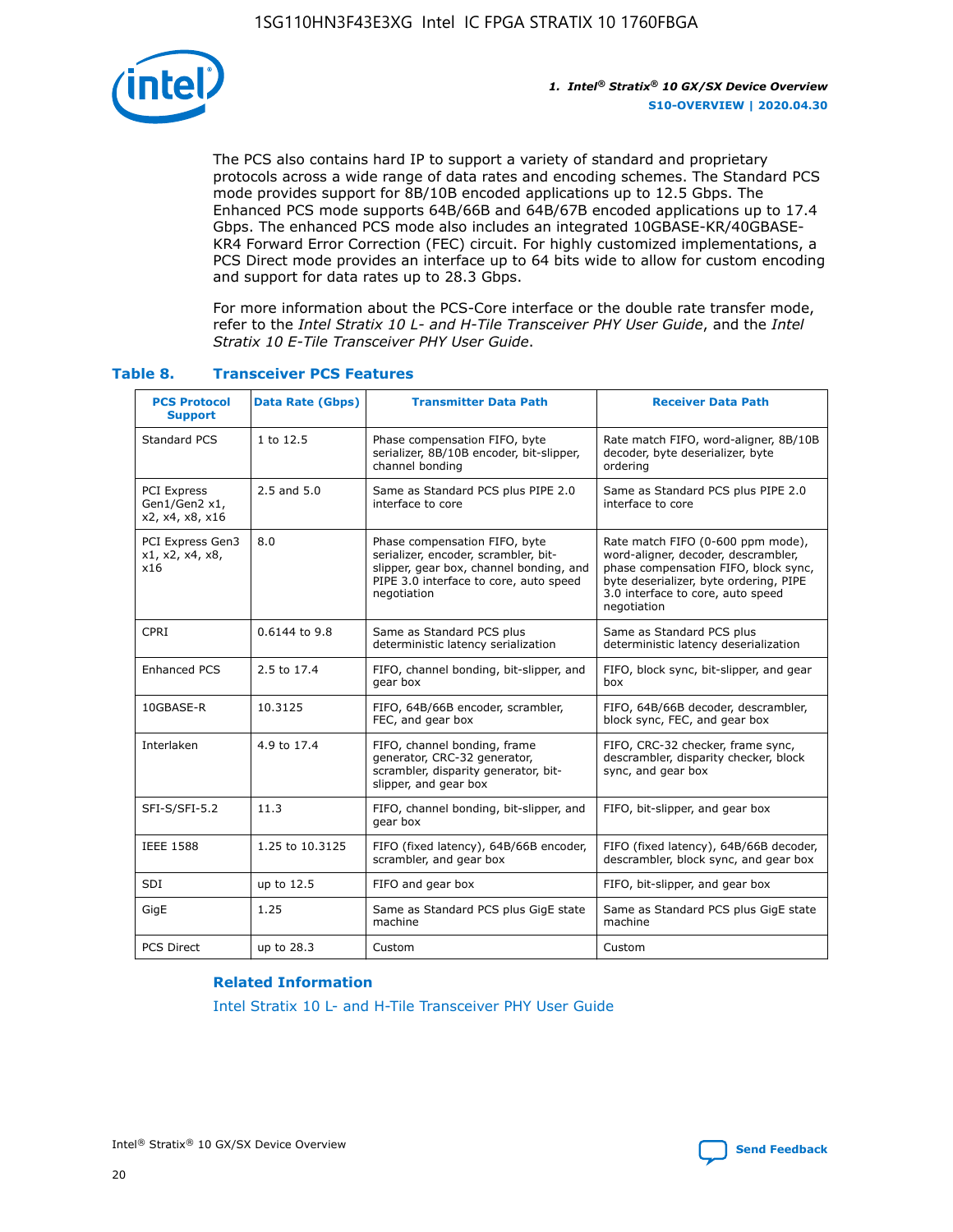The PCS also contains hard IP to support a variety of standard and proprietary protocols across a wide range of data rates and encoding schemes. The Standard PCS mode provides support for 8B/10B encoded applications up to 12.5 Gbps. The Enhanced PCS mode supports 64B/66B and 64B/67B encoded applications up to 17.4 Gbps. The enhanced PCS mode also includes an integrated 10GBASE-KR/40GBASE-KR4 Forward Error Correction (FEC) circuit. For highly customized implementations, a PCS Direct mode provides an interface up to 64 bits wide to allow for custom encoding and support for data rates up to 28.3 Gbps.

For more information about the PCS-Core interface or the double rate transfer mode, refer to the *Intel Stratix 10 L- and H-Tile Transceiver PHY User Guide*, and the *Intel Stratix 10 E-Tile Transceiver PHY User Guide*.

**Table 8. Transceiver PCS Features**

| PCS Protocol Support | Data Rate (Gbps) | Transmitter Data Path | Receiver Data Path |
|---|---|---|---|
| Standard PCS | 1 to 12.5 | Phase compensation FIFO, byte serializer, 8B/10B encoder, bit-slipper, channel bonding | Rate match FIFO, word-aligner, 8B/10B decoder, byte deserializer, byte ordering |
| PCI Express Gen1/Gen2 x1, x2, x4, x8, x16 | 2.5 and 5.0 | Same as Standard PCS plus PIPE 2.0 interface to core | Same as Standard PCS plus PIPE 2.0 interface to core |
| PCI Express Gen3 x1, x2, x4, x8, x16 | 8.0 | Phase compensation FIFO, byte serializer, encoder, scrambler, bit-slipper, gear box, channel bonding, and PIPE 3.0 interface to core, auto speed negotiation | Rate match FIFO (0-600 ppm mode), word-aligner, decoder, descrambler, phase compensation FIFO, block sync, byte deserializer, byte ordering, PIPE 3.0 interface to core, auto speed negotiation |
| CPRI | 0.6144 to 9.8 | Same as Standard PCS plus deterministic latency serialization | Same as Standard PCS plus deterministic latency deserialization |
| Enhanced PCS | 2.5 to 17.4 | FIFO, channel bonding, bit-slipper, and gear box | FIFO, block sync, bit-slipper, and gear box |
| 10GBASE-R | 10.3125 | FIFO, 64B/66B encoder, scrambler, FEC, and gear box | FIFO, 64B/66B decoder, descrambler, block sync, FEC, and gear box |
| Interlaken | 4.9 to 17.4 | FIFO, channel bonding, frame generator, CRC-32 generator, scrambler, disparity generator, bit-slipper, and gear box | FIFO, CRC-32 checker, frame sync, descrambler, disparity checker, block sync, and gear box |
| SFI-S/SFI-5.2 | 11.3 | FIFO, channel bonding, bit-slipper, and gear box | FIFO, bit-slipper, and gear box |
| IEEE 1588 | 1.25 to 10.3125 | FIFO (fixed latency), 64B/66B encoder, scrambler, and gear box | FIFO (fixed latency), 64B/66B decoder, descrambler, block sync, and gear box |
| SDI | up to 12.5 | FIFO and gear box | FIFO, bit-slipper, and gear box |
| GigE | 1.25 | Same as Standard PCS plus GigE state machine | Same as Standard PCS plus GigE state machine |
| PCS Direct | up to 28.3 | Custom | Custom |

**Related Information**

Intel Stratix 10 L- and H-Tile Transceiver PHY User Guide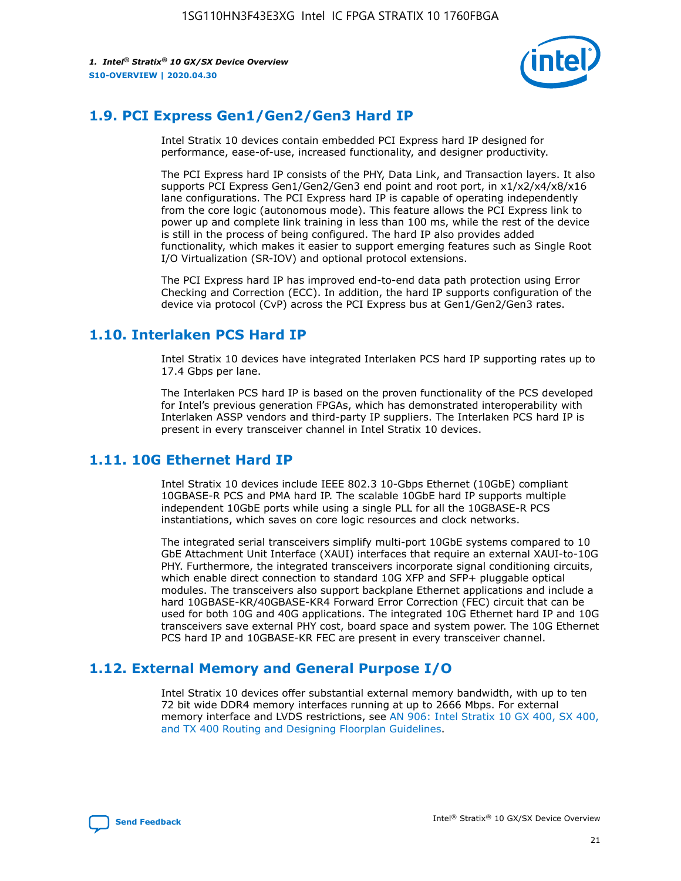## 1.9. PCI Express Gen1/Gen2/Gen3 Hard IP

Intel Stratix 10 devices contain embedded PCI Express hard IP designed for performance, ease-of-use, increased functionality, and designer productivity.

The PCI Express hard IP consists of the PHY, Data Link, and Transaction layers. It also supports PCI Express Gen1/Gen2/Gen3 end point and root port, in x1/x2/x4/x8/x16 lane configurations. The PCI Express hard IP is capable of operating independently from the core logic (autonomous mode). This feature allows the PCI Express link to power up and complete link training in less than 100 ms, while the rest of the device is still in the process of being configured. The hard IP also provides added functionality, which makes it easier to support emerging features such as Single Root I/O Virtualization (SR-IOV) and optional protocol extensions.

The PCI Express hard IP has improved end-to-end data path protection using Error Checking and Correction (ECC). In addition, the hard IP supports configuration of the device via protocol (CvP) across the PCI Express bus at Gen1/Gen2/Gen3 rates.

## 1.10. Interlaken PCS Hard IP

Intel Stratix 10 devices have integrated Interlaken PCS hard IP supporting rates up to 17.4 Gbps per lane.

The Interlaken PCS hard IP is based on the proven functionality of the PCS developed for Intel's previous generation FPGAs, which has demonstrated interoperability with Interlaken ASSP vendors and third-party IP suppliers. The Interlaken PCS hard IP is present in every transceiver channel in Intel Stratix 10 devices.

## 1.11. 10G Ethernet Hard IP

Intel Stratix 10 devices include IEEE 802.3 10-Gbps Ethernet (10GbE) compliant 10GBASE-R PCS and PMA hard IP. The scalable 10GbE hard IP supports multiple independent 10GbE ports while using a single PLL for all the 10GBASE-R PCS instantiations, which saves on core logic resources and clock networks.

The integrated serial transceivers simplify multi-port 10GbE systems compared to 10 GbE Attachment Unit Interface (XAUI) interfaces that require an external XAUI-to-10G PHY. Furthermore, the integrated transceivers incorporate signal conditioning circuits, which enable direct connection to standard 10G XFP and SFP+ pluggable optical modules. The transceivers also support backplane Ethernet applications and include a hard 10GBASE-KR/40GBASE-KR4 Forward Error Correction (FEC) circuit that can be used for both 10G and 40G applications. The integrated 10G Ethernet hard IP and 10G transceivers save external PHY cost, board space and system power. The 10G Ethernet PCS hard IP and 10GBASE-KR FEC are present in every transceiver channel.

## 1.12. External Memory and General Purpose I/O

Intel Stratix 10 devices offer substantial external memory bandwidth, with up to ten 72 bit wide DDR4 memory interfaces running at up to 2666 Mbps. For external memory interface and LVDS restrictions, see AN 906: Intel Stratix 10 GX 400, SX 400, and TX 400 Routing and Designing Floorplan Guidelines.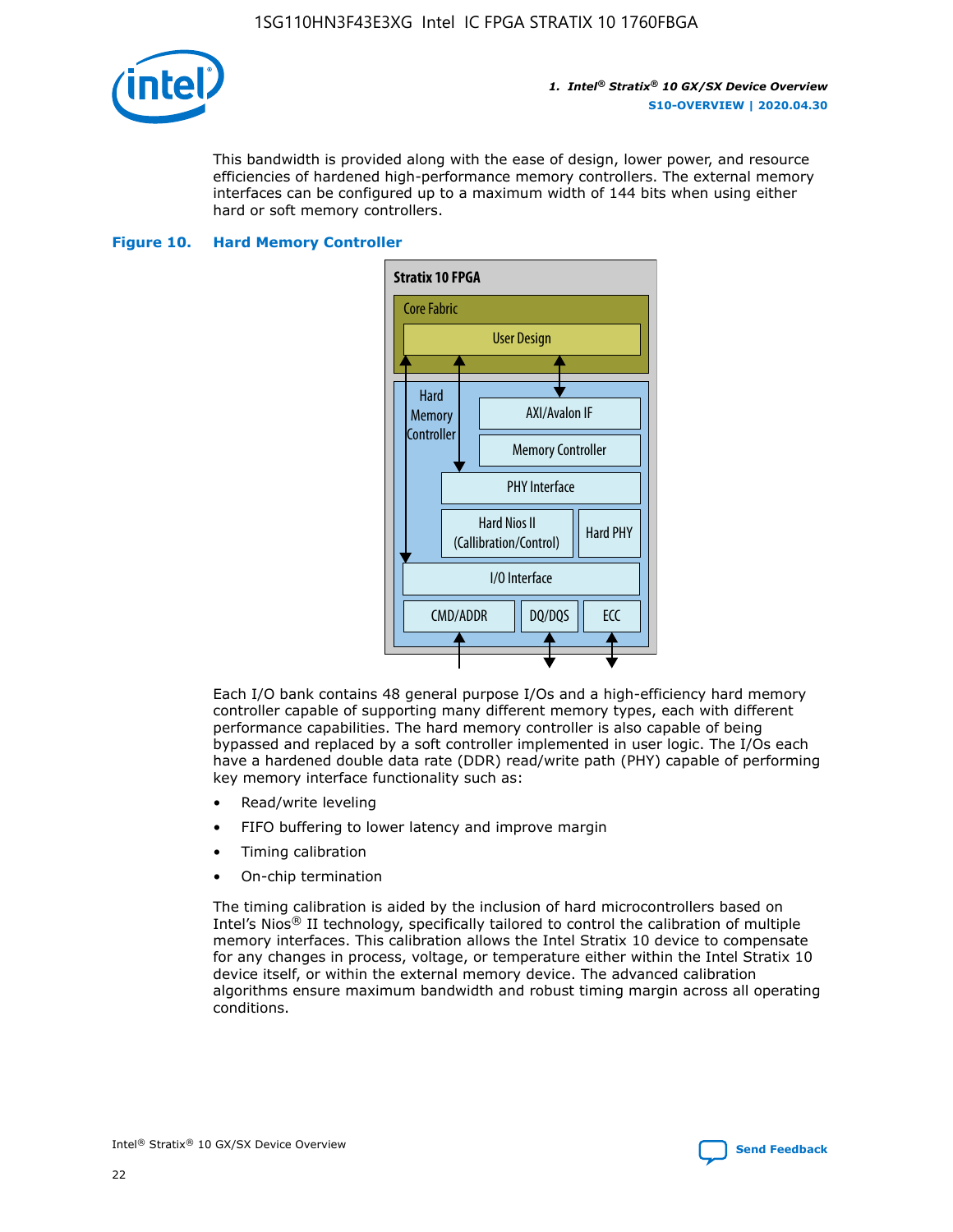This bandwidth is provided along with the ease of design, lower power, and resource efficiencies of hardened high-performance memory controllers. The external memory interfaces can be configured up to a maximum width of 144 bits when using either hard or soft memory controllers.

**Figure 10. Hard Memory Controller**

Stratix 10 FPGA

Core Fabric

User Design

Hard Memory Controller

AXI/Avalon IF

Memory Controller

PHY Interface

Hard Nios II (Callibration/Control)

Hard PHY

I/O Interface

CMD/ADDR

DQ/DQS

ECC

Each I/O bank contains 48 general purpose I/Os and a high-efficiency hard memory controller capable of supporting many different memory types, each with different performance capabilities. The hard memory controller is also capable of being bypassed and replaced by a soft controller implemented in user logic. The I/Os each have a hardened double data rate (DDR) read/write path (PHY) capable of performing key memory interface functionality such as:

- Read/write leveling
- FIFO buffering to lower latency and improve margin
- Timing calibration
- On-chip termination

The timing calibration is aided by the inclusion of hard microcontrollers based on Intel's Nios® II technology, specifically tailored to control the calibration of multiple memory interfaces. This calibration allows the Intel Stratix 10 device to compensate for any changes in process, voltage, or temperature either within the Intel Stratix 10 device itself, or within the external memory device. The advanced calibration algorithms ensure maximum bandwidth and robust timing margin across all operating conditions.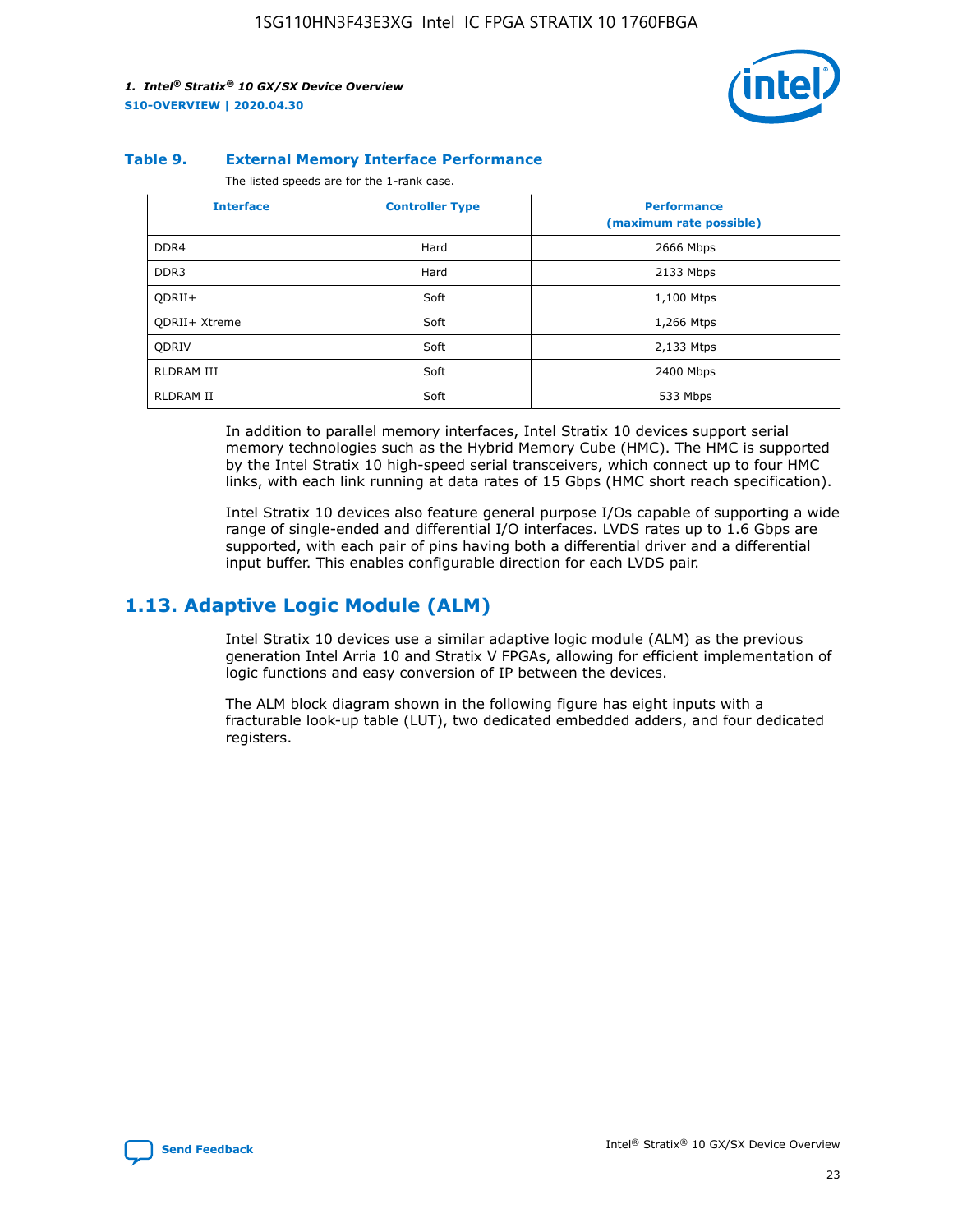**Table 9. External Memory Interface Performance**

The listed speeds are for the 1-rank case.

| Interface | Controller Type | Performance (maximum rate possible) |
| --- | --- | --- |
| DDR4 | Hard | 2666 Mbps |
| DDR3 | Hard | 2133 Mbps |
| QDRII+ | Soft | 1,100 Mtps |
| QDRII+ Xtreme | Soft | 1,266 Mtps |
| QDRIV | Soft | 2,133 Mtps |
| RLDRAM III | Soft | 2400 Mbps |
| RLDRAM II | Soft | 533 Mbps |

In addition to parallel memory interfaces, Intel Stratix 10 devices support serial memory technologies such as the Hybrid Memory Cube (HMC). The HMC is supported by the Intel Stratix 10 high-speed serial transceivers, which connect up to four HMC links, with each link running at data rates of 15 Gbps (HMC short reach specification).

Intel Stratix 10 devices also feature general purpose I/Os capable of supporting a wide range of single-ended and differential I/O interfaces. LVDS rates up to 1.6 Gbps are supported, with each pair of pins having both a differential driver and a differential input buffer. This enables configurable direction for each LVDS pair.

## 1.13. Adaptive Logic Module (ALM)

Intel Stratix 10 devices use a similar adaptive logic module (ALM) as the previous generation Intel Arria 10 and Stratix V FPGAs, allowing for efficient implementation of logic functions and easy conversion of IP between the devices.

The ALM block diagram shown in the following figure has eight inputs with a fracturable look-up table (LUT), two dedicated embedded adders, and four dedicated registers.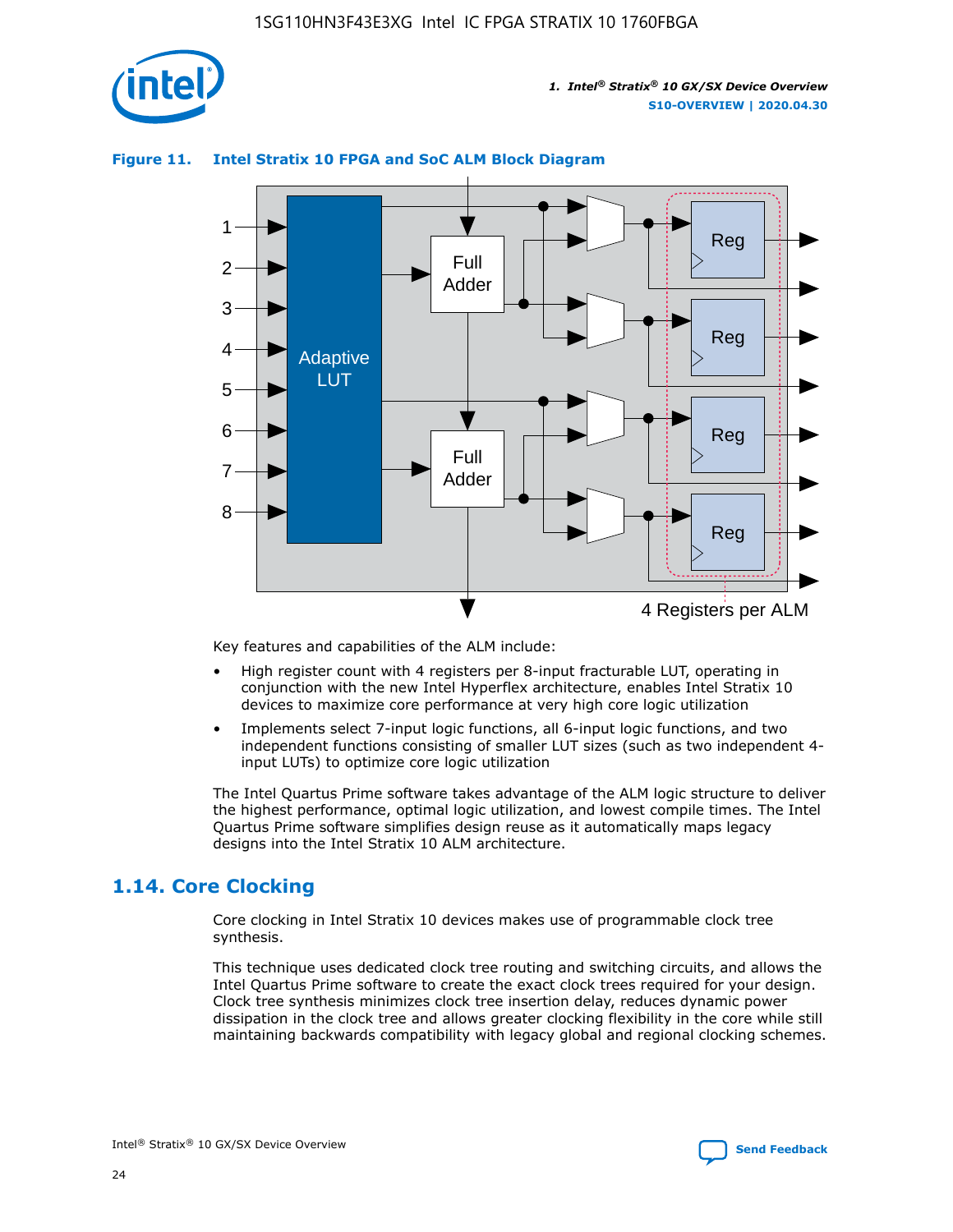**Figure 11. Intel Stratix 10 FPGA and SoC ALM Block Diagram**

Key features and capabilities of the ALM include:

- High register count with 4 registers per 8-input fracturable LUT, operating in conjunction with the new Intel Hyperflex architecture, enables Intel Stratix 10 devices to maximize core performance at very high core logic utilization
- Implements select 7-input logic functions, all 6-input logic functions, and two independent functions consisting of smaller LUT sizes (such as two independent 4-input LUTs) to optimize core logic utilization

The Intel Quartus Prime software takes advantage of the ALM logic structure to deliver the highest performance, optimal logic utilization, and lowest compile times. The Intel Quartus Prime software simplifies design reuse as it automatically maps legacy designs into the Intel Stratix 10 ALM architecture.

## 1.14. Core Clocking

Core clocking in Intel Stratix 10 devices makes use of programmable clock tree synthesis.

This technique uses dedicated clock tree routing and switching circuits, and allows the Intel Quartus Prime software to create the exact clock trees required for your design. Clock tree synthesis minimizes clock tree insertion delay, reduces dynamic power dissipation in the clock tree and allows greater clocking flexibility in the core while still maintaining backwards compatibility with legacy global and regional clocking schemes.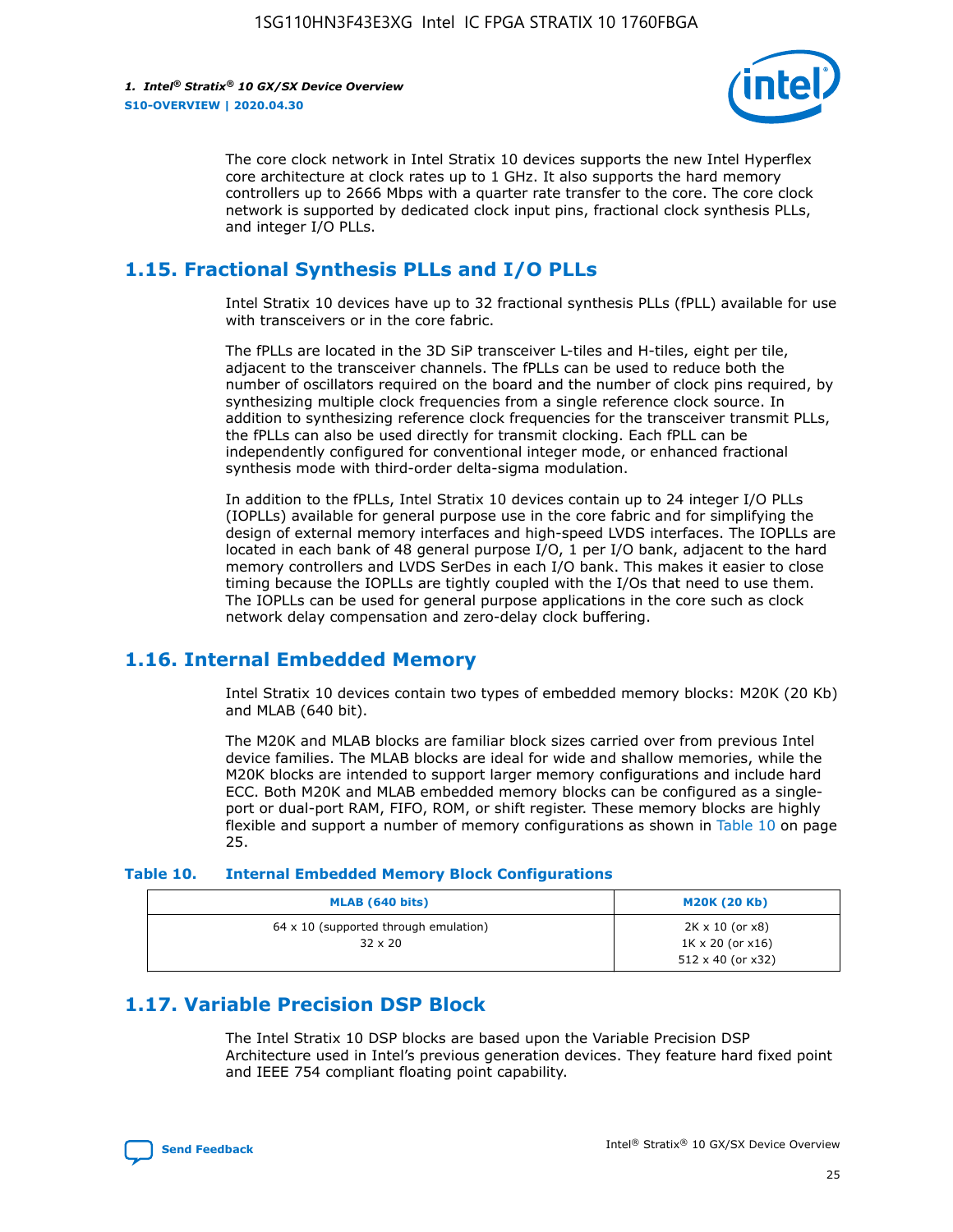The core clock network in Intel Stratix 10 devices supports the new Intel Hyperflex core architecture at clock rates up to 1 GHz. It also supports the hard memory controllers up to 2666 Mbps with a quarter rate transfer to the core. The core clock network is supported by dedicated clock input pins, fractional clock synthesis PLLs, and integer I/O PLLs.

## 1.15. Fractional Synthesis PLLs and I/O PLLs

Intel Stratix 10 devices have up to 32 fractional synthesis PLLs (fPLL) available for use with transceivers or in the core fabric.

The fPLLs are located in the 3D SiP transceiver L-tiles and H-tiles, eight per tile, adjacent to the transceiver channels. The fPLLs can be used to reduce both the number of oscillators required on the board and the number of clock pins required, by synthesizing multiple clock frequencies from a single reference clock source. In addition to synthesizing reference clock frequencies for the transceiver transmit PLLs, the fPLLs can also be used directly for transmit clocking. Each fPLL can be independently configured for conventional integer mode, or enhanced fractional synthesis mode with third-order delta-sigma modulation.

In addition to the fPLLs, Intel Stratix 10 devices contain up to 24 integer I/O PLLs (IOPLLs) available for general purpose use in the core fabric and for simplifying the design of external memory interfaces and high-speed LVDS interfaces. The IOPLLs are located in each bank of 48 general purpose I/O, 1 per I/O bank, adjacent to the hard memory controllers and LVDS SerDes in each I/O bank. This makes it easier to close timing because the IOPLLs are tightly coupled with the I/Os that need to use them. The IOPLLs can be used for general purpose applications in the core such as clock network delay compensation and zero-delay clock buffering.

## 1.16. Internal Embedded Memory

Intel Stratix 10 devices contain two types of embedded memory blocks: M20K (20 Kb) and MLAB (640 bit).

The M20K and MLAB blocks are familiar block sizes carried over from previous Intel device families. The MLAB blocks are ideal for wide and shallow memories, while the M20K blocks are intended to support larger memory configurations and include hard ECC. Both M20K and MLAB embedded memory blocks can be configured as a single-port or dual-port RAM, FIFO, ROM, or shift register. These memory blocks are highly flexible and support a number of memory configurations as shown in Table 10 on page 25.

**Table 10. Internal Embedded Memory Block Configurations**

| MLAB (640 bits) | M20K (20 Kb) |
|---|---|
| 64 x 10 (supported through emulation)<br>32 x 20 | 2K x 10 (or x8)<br>1K x 20 (or x16)<br>512 x 40 (or x32) |

## 1.17. Variable Precision DSP Block

The Intel Stratix 10 DSP blocks are based upon the Variable Precision DSP Architecture used in Intel's previous generation devices. They feature hard fixed point and IEEE 754 compliant floating point capability.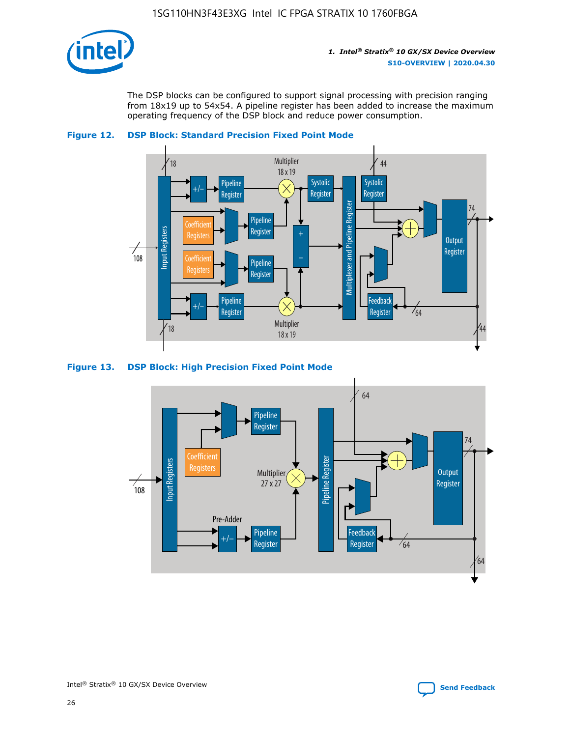The DSP blocks can be configured to support signal processing with precision ranging from 18x19 up to 54x54. A pipeline register has been added to increase the maximum operating frequency of the DSP block and reduce power consumption.

**Figure 12. DSP Block: Standard Precision Fixed Point Mode**

**Figure 13. DSP Block: High Precision Fixed Point Mode**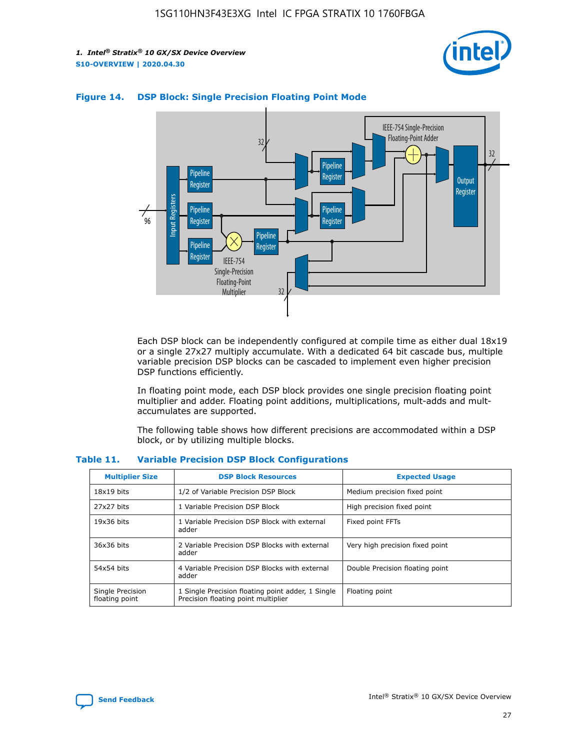**Figure 14. DSP Block: Single Precision Floating Point Mode**

Each DSP block can be independently configured at compile time as either dual 18x19 or a single 27x27 multiply accumulate. With a dedicated 64 bit cascade bus, multiple variable precision DSP blocks can be cascaded to implement even higher precision DSP functions efficiently.

In floating point mode, each DSP block provides one single precision floating point multiplier and adder. Floating point additions, multiplications, mult-adds and mult-accumulates are supported.

The following table shows how different precisions are accommodated within a DSP block, or by utilizing multiple blocks.

**Table 11. Variable Precision DSP Block Configurations**

| Multiplier Size | DSP Block Resources | Expected Usage |
| --- | --- | --- |
| 18x19 bits | 1/2 of Variable Precision DSP Block | Medium precision fixed point |
| 27x27 bits | 1 Variable Precision DSP Block | High precision fixed point |
| 19x36 bits | 1 Variable Precision DSP Block with external adder | Fixed point FFTs |
| 36x36 bits | 2 Variable Precision DSP Blocks with external adder | Very high precision fixed point |
| 54x54 bits | 4 Variable Precision DSP Blocks with external adder | Double Precision floating point |
| Single Precision floating point | 1 Single Precision floating point adder, 1 Single Precision floating point multiplier | Floating point |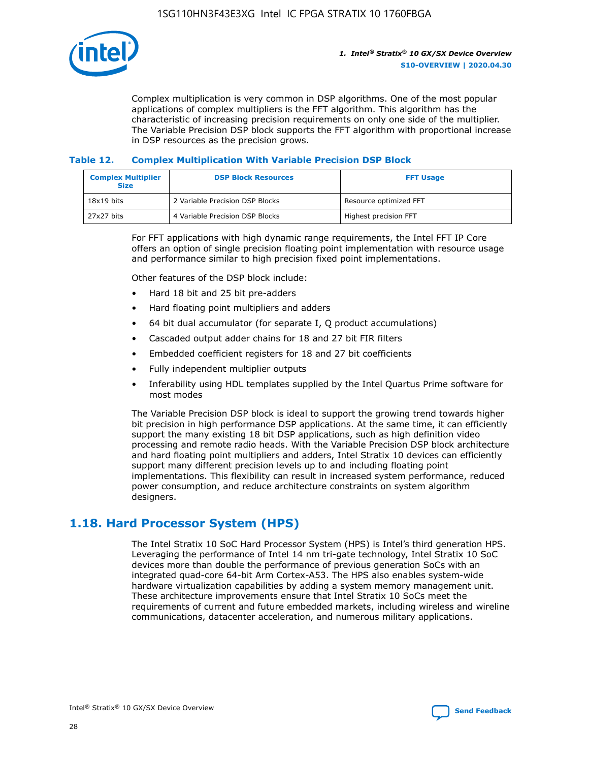Complex multiplication is very common in DSP algorithms. One of the most popular applications of complex multipliers is the FFT algorithm. This algorithm has the characteristic of increasing precision requirements on only one side of the multiplier. The Variable Precision DSP block supports the FFT algorithm with proportional increase in DSP resources as the precision grows.

### Table 12. Complex Multiplication With Variable Precision DSP Block

| Complex Multiplier Size | DSP Block Resources | FFT Usage |
| --- | --- | --- |
| 18x19 bits | 2 Variable Precision DSP Blocks | Resource optimized FFT |
| 27x27 bits | 4 Variable Precision DSP Blocks | Highest precision FFT |

For FFT applications with high dynamic range requirements, the Intel FFT IP Core offers an option of single precision floating point implementation with resource usage and performance similar to high precision fixed point implementations.

Other features of the DSP block include:

- Hard 18 bit and 25 bit pre-adders
- Hard floating point multipliers and adders
- 64 bit dual accumulator (for separate I, Q product accumulations)
- Cascaded output adder chains for 18 and 27 bit FIR filters
- Embedded coefficient registers for 18 and 27 bit coefficients
- Fully independent multiplier outputs
- Inferability using HDL templates supplied by the Intel Quartus Prime software for most modes

The Variable Precision DSP block is ideal to support the growing trend towards higher bit precision in high performance DSP applications. At the same time, it can efficiently support the many existing 18 bit DSP applications, such as high definition video processing and remote radio heads. With the Variable Precision DSP block architecture and hard floating point multipliers and adders, Intel Stratix 10 devices can efficiently support many different precision levels up to and including floating point implementations. This flexibility can result in increased system performance, reduced power consumption, and reduce architecture constraints on system algorithm designers.

## 1.18. Hard Processor System (HPS)

The Intel Stratix 10 SoC Hard Processor System (HPS) is Intel's third generation HPS. Leveraging the performance of Intel 14 nm tri-gate technology, Intel Stratix 10 SoC devices more than double the performance of previous generation SoCs with an integrated quad-core 64-bit Arm Cortex-A53. The HPS also enables system-wide hardware virtualization capabilities by adding a system memory management unit. These architecture improvements ensure that Intel Stratix 10 SoCs meet the requirements of current and future embedded markets, including wireless and wireline communications, datacenter acceleration, and numerous military applications.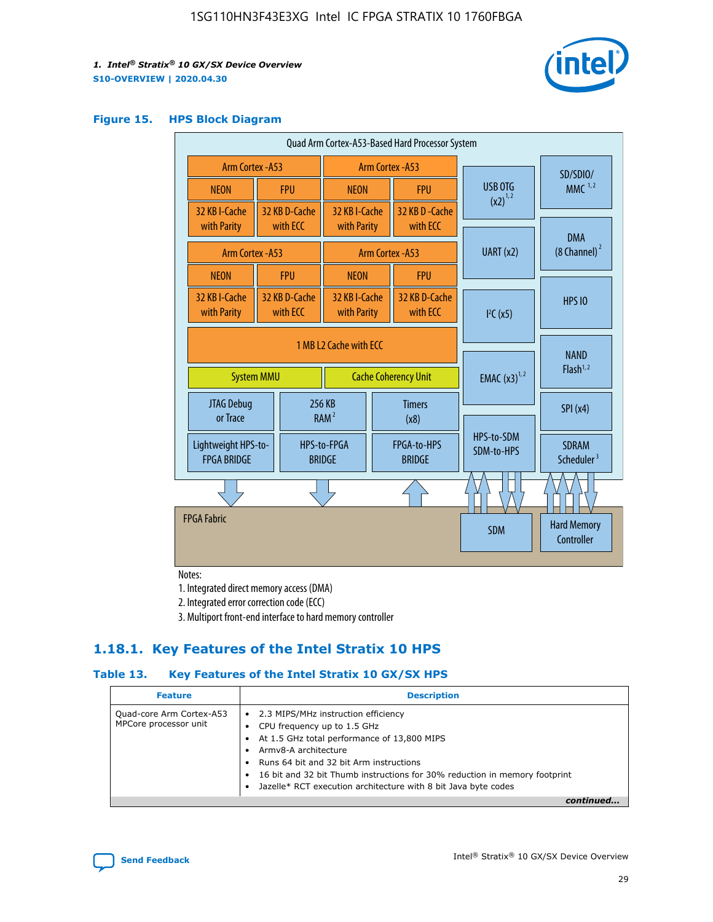### Figure 15. HPS Block Diagram

Quad Arm Cortex-A53-Based Hard Processor System

| Arm Cortex -A53 | | Arm Cortex -A53 | |
|---|---|---|---|
| NEON | FPU | NEON | FPU |
| 32 KB I-Cache with Parity | 32 KB D-Cache with ECC | 32 KB I-Cache with Parity | 32 KB D -Cache with ECC |
| Arm Cortex -A53 | | Arm Cortex -A53 | |
| NEON | FPU | NEON | FPU |
| 32 KB I-Cache with Parity | 32 KB D-Cache with ECC | 32 KB I-Cache with Parity | 32 KB D-Cache with ECC |

1 MB L2 Cache with ECC

System MMU | Cache Coherency Unit

JTAG Debug or Trace | 256 KB RAM[2] | Timers (x8)

Lightweight HPS-to-FPGA BRIDGE | HPS-to-FPGA BRIDGE | FPGA-to-HPS BRIDGE

USB OTG (x2)[1,2] | UART (x2) | I²C (x5) | EMAC (x3)[1,2] | HPS-to-SDM SDM-to-HPS

SD/SDIO/MMC[1,2] | DMA (8 Channel)[2] | HPS IO | NAND Flash[1,2] | SPI (x4) | SDRAM Scheduler[3]

FPGA Fabric | SDM | Hard Memory Controller

Notes:
1. Integrated direct memory access (DMA)
2. Integrated error correction code (ECC)
3. Multiport front-end interface to hard memory controller

## 1.18.1. Key Features of the Intel Stratix 10 HPS

### Table 13. Key Features of the Intel Stratix 10 GX/SX HPS

| Feature | Description |
|---|---|
| Quad-core Arm Cortex-A53 MPCore processor unit | • 2.3 MIPS/MHz instruction efficiency<br>• CPU frequency up to 1.5 GHz<br>• At 1.5 GHz total performance of 13,800 MIPS<br>• Armv8-A architecture<br>• Runs 64 bit and 32 bit Arm instructions<br>• 16 bit and 32 bit Thumb instructions for 30% reduction in memory footprint<br>• Jazelle* RCT execution architecture with 8 bit Java byte codes |

*continued...*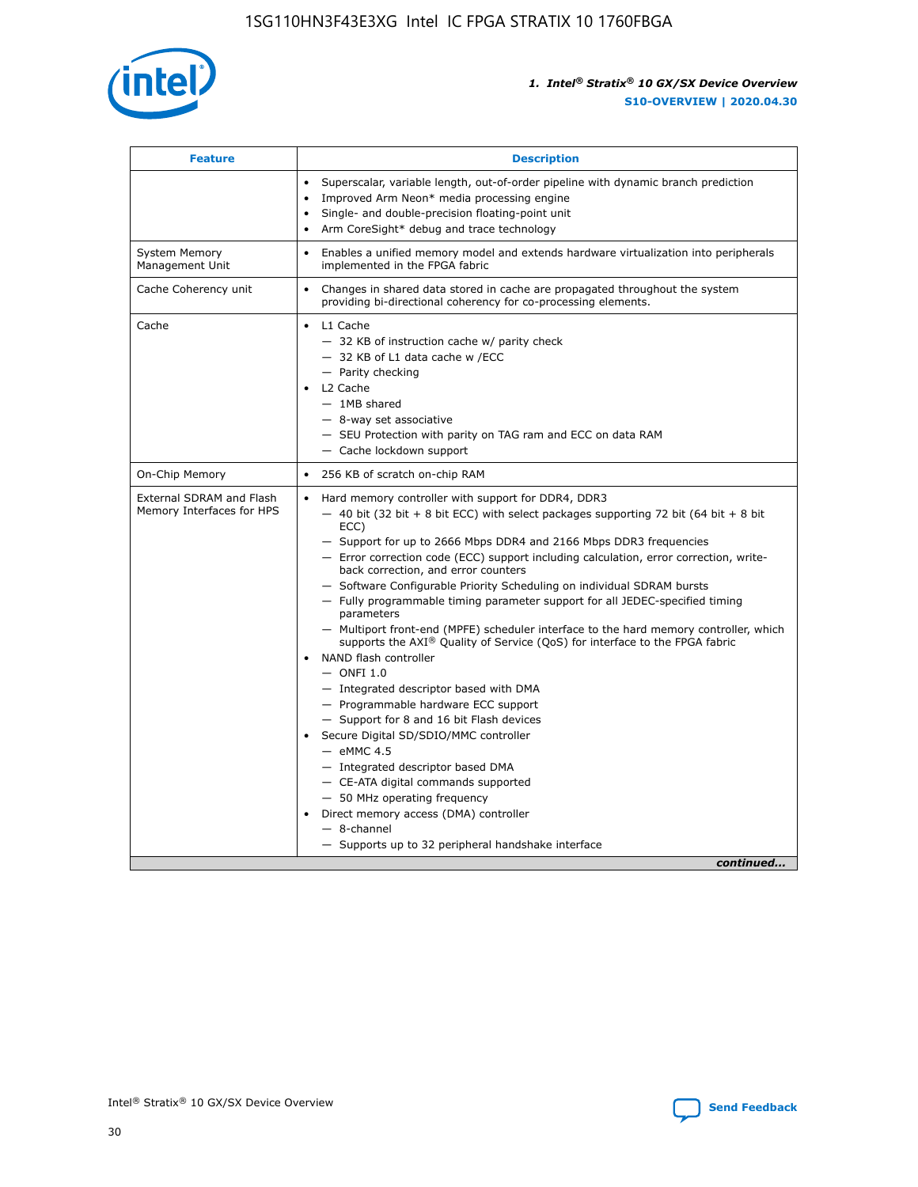| Feature | Description |
| --- | --- |
| | • Superscalar, variable length, out-of-order pipeline with dynamic branch prediction<br>• Improved Arm Neon* media processing engine<br>• Single- and double-precision floating-point unit<br>• Arm CoreSight* debug and trace technology |
| System Memory Management Unit | • Enables a unified memory model and extends hardware virtualization into peripherals implemented in the FPGA fabric |
| Cache Coherency unit | • Changes in shared data stored in cache are propagated throughout the system providing bi-directional coherency for co-processing elements. |
| Cache | • L1 Cache<br>— 32 KB of instruction cache w/ parity check<br>— 32 KB of L1 data cache w /ECC<br>— Parity checking<br>• L2 Cache<br>— 1MB shared<br>— 8-way set associative<br>— SEU Protection with parity on TAG ram and ECC on data RAM<br>— Cache lockdown support |
| On-Chip Memory | • 256 KB of scratch on-chip RAM |
| External SDRAM and Flash Memory Interfaces for HPS | • Hard memory controller with support for DDR4, DDR3<br>— 40 bit (32 bit + 8 bit ECC) with select packages supporting 72 bit (64 bit + 8 bit ECC)<br>— Support for up to 2666 Mbps DDR4 and 2166 Mbps DDR3 frequencies<br>— Error correction code (ECC) support including calculation, error correction, write-back correction, and error counters<br>— Software Configurable Priority Scheduling on individual SDRAM bursts<br>— Fully programmable timing parameter support for all JEDEC-specified timing parameters<br>— Multiport front-end (MPFE) scheduler interface to the hard memory controller, which supports the AXI® Quality of Service (QoS) for interface to the FPGA fabric<br>• NAND flash controller<br>— ONFI 1.0<br>— Integrated descriptor based with DMA<br>— Programmable hardware ECC support<br>— Support for 8 and 16 bit Flash devices<br>• Secure Digital SD/SDIO/MMC controller<br>— eMMC 4.5<br>— Integrated descriptor based DMA<br>— CE-ATA digital commands supported<br>— 50 MHz operating frequency<br>• Direct memory access (DMA) controller<br>— 8-channel<br>— Supports up to 32 peripheral handshake interface |

*continued...*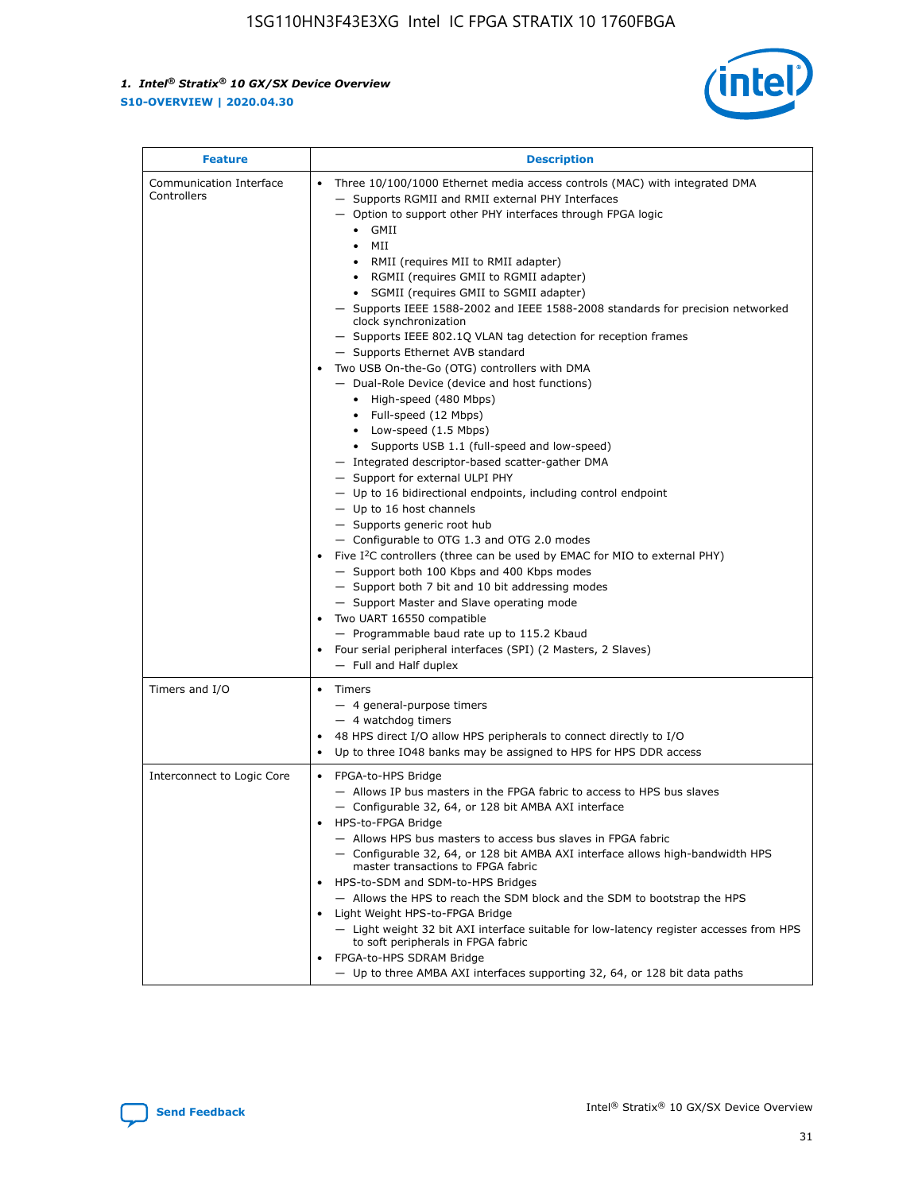| Feature | Description |
| --- | --- |
| Communication Interface Controllers | • Three 10/100/1000 Ethernet media access controls (MAC) with integrated DMA<br>— Supports RGMII and RMII external PHY Interfaces<br>— Option to support other PHY interfaces through FPGA logic<br>• GMII<br>• MII<br>• RMII (requires MII to RMII adapter)<br>• RGMII (requires GMII to RGMII adapter)<br>• SGMII (requires GMII to SGMII adapter)<br>— Supports IEEE 1588-2002 and IEEE 1588-2008 standards for precision networked clock synchronization<br>— Supports IEEE 802.1Q VLAN tag detection for reception frames<br>— Supports Ethernet AVB standard<br>• Two USB On-the-Go (OTG) controllers with DMA<br>— Dual-Role Device (device and host functions)<br>• High-speed (480 Mbps)<br>• Full-speed (12 Mbps)<br>• Low-speed (1.5 Mbps)<br>• Supports USB 1.1 (full-speed and low-speed)<br>— Integrated descriptor-based scatter-gather DMA<br>— Support for external ULPI PHY<br>— Up to 16 bidirectional endpoints, including control endpoint<br>— Up to 16 host channels<br>— Supports generic root hub<br>— Configurable to OTG 1.3 and OTG 2.0 modes<br>• Five I[2]C controllers (three can be used by EMAC for MIO to external PHY)<br>— Support both 100 Kbps and 400 Kbps modes<br>— Support both 7 bit and 10 bit addressing modes<br>— Support Master and Slave operating mode<br>• Two UART 16550 compatible<br>— Programmable baud rate up to 115.2 Kbaud<br>• Four serial peripheral interfaces (SPI) (2 Masters, 2 Slaves)<br>— Full and Half duplex |
| Timers and I/O | • Timers<br>— 4 general-purpose timers<br>— 4 watchdog timers<br>• 48 HPS direct I/O allow HPS peripherals to connect directly to I/O<br>• Up to three IO48 banks may be assigned to HPS for HPS DDR access |
| Interconnect to Logic Core | • FPGA-to-HPS Bridge<br>— Allows IP bus masters in the FPGA fabric to access to HPS bus slaves<br>— Configurable 32, 64, or 128 bit AMBA AXI interface<br>• HPS-to-FPGA Bridge<br>— Allows HPS bus masters to access bus slaves in FPGA fabric<br>— Configurable 32, 64, or 128 bit AMBA AXI interface allows high-bandwidth HPS master transactions to FPGA fabric<br>• HPS-to-SDM and SDM-to-HPS Bridges<br>— Allows the HPS to reach the SDM block and the SDM to bootstrap the HPS<br>• Light Weight HPS-to-FPGA Bridge<br>— Light weight 32 bit AXI interface suitable for low-latency register accesses from HPS to soft peripherals in FPGA fabric<br>• FPGA-to-HPS SDRAM Bridge<br>— Up to three AMBA AXI interfaces supporting 32, 64, or 128 bit data paths |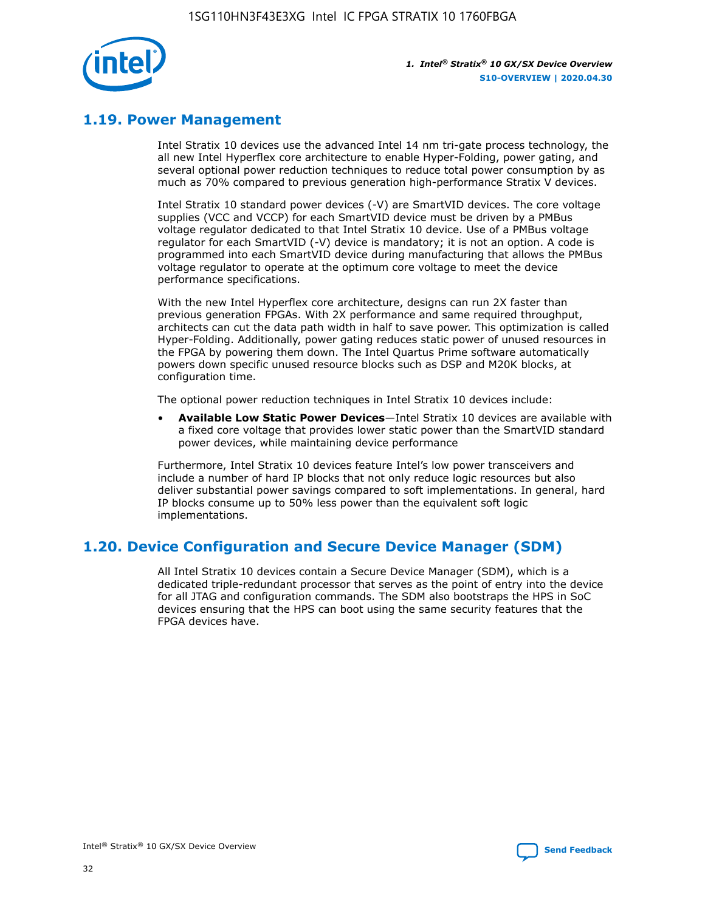## 1.19. Power Management

Intel Stratix 10 devices use the advanced Intel 14 nm tri-gate process technology, the all new Intel Hyperflex core architecture to enable Hyper-Folding, power gating, and several optional power reduction techniques to reduce total power consumption by as much as 70% compared to previous generation high-performance Stratix V devices.

Intel Stratix 10 standard power devices (-V) are SmartVID devices. The core voltage supplies (VCC and VCCP) for each SmartVID device must be driven by a PMBus voltage regulator dedicated to that Intel Stratix 10 device. Use of a PMBus voltage regulator for each SmartVID (-V) device is mandatory; it is not an option. A code is programmed into each SmartVID device during manufacturing that allows the PMBus voltage regulator to operate at the optimum core voltage to meet the device performance specifications.

With the new Intel Hyperflex core architecture, designs can run 2X faster than previous generation FPGAs. With 2X performance and same required throughput, architects can cut the data path width in half to save power. This optimization is called Hyper-Folding. Additionally, power gating reduces static power of unused resources in the FPGA by powering them down. The Intel Quartus Prime software automatically powers down specific unused resource blocks such as DSP and M20K blocks, at configuration time.

The optional power reduction techniques in Intel Stratix 10 devices include:

- **Available Low Static Power Devices**—Intel Stratix 10 devices are available with a fixed core voltage that provides lower static power than the SmartVID standard power devices, while maintaining device performance

Furthermore, Intel Stratix 10 devices feature Intel's low power transceivers and include a number of hard IP blocks that not only reduce logic resources but also deliver substantial power savings compared to soft implementations. In general, hard IP blocks consume up to 50% less power than the equivalent soft logic implementations.

## 1.20. Device Configuration and Secure Device Manager (SDM)

All Intel Stratix 10 devices contain a Secure Device Manager (SDM), which is a dedicated triple-redundant processor that serves as the point of entry into the device for all JTAG and configuration commands. The SDM also bootstraps the HPS in SoC devices ensuring that the HPS can boot using the same security features that the FPGA devices have.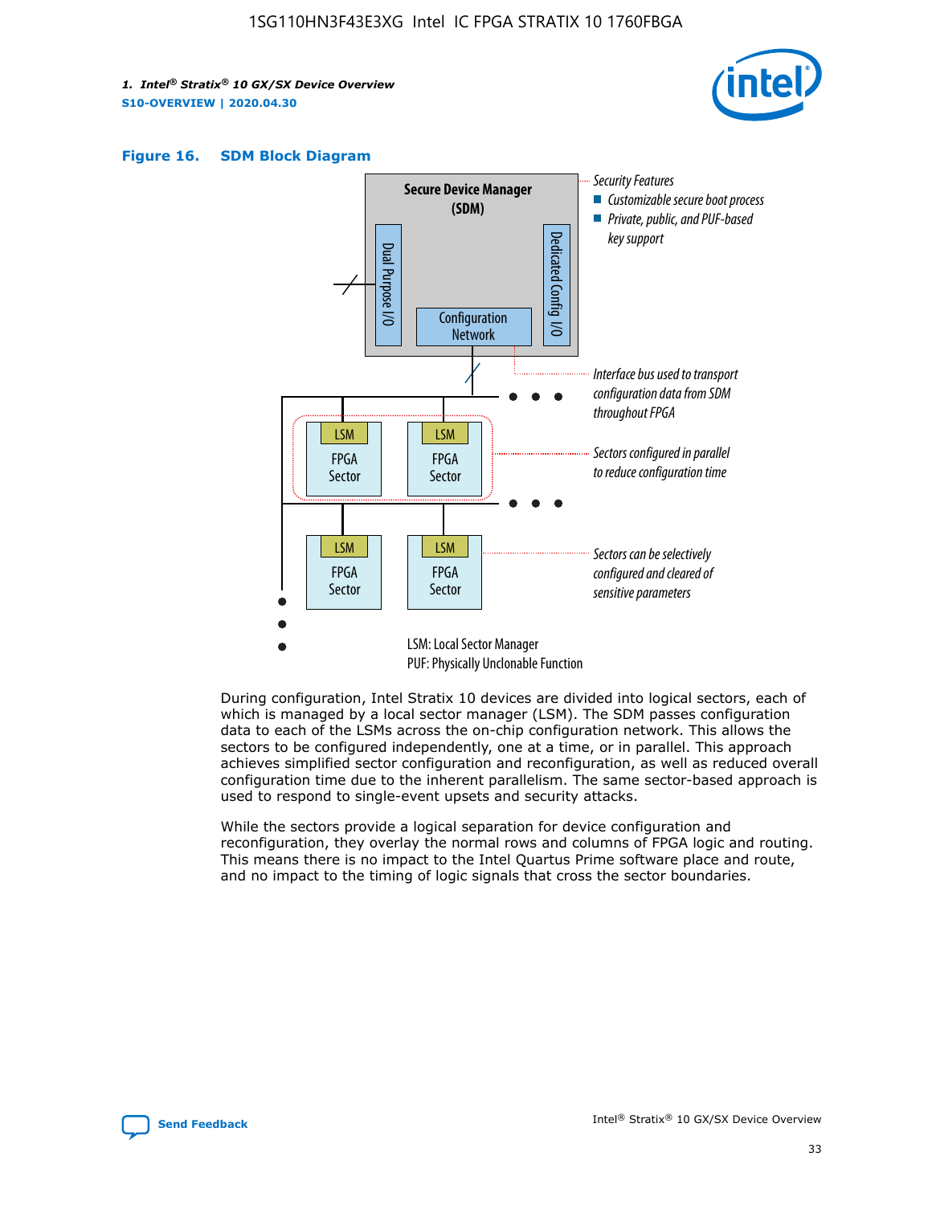### Figure 16. SDM Block Diagram

Secure Device Manager (SDM)

Dual Purpose I/O

Dedicated Config I/O

Configuration Network

Security Features
- Customizable secure boot process
- Private, public, and PUF-based key support

Interface bus used to transport configuration data from SDM throughout FPGA

LSM FPGA Sector

Sectors configured in parallel to reduce configuration time

Sectors can be selectively configured and cleared of sensitive parameters

LSM: Local Sector Manager
PUF: Physically Unclonable Function

During configuration, Intel Stratix 10 devices are divided into logical sectors, each of which is managed by a local sector manager (LSM). The SDM passes configuration data to each of the LSMs across the on-chip configuration network. This allows the sectors to be configured independently, one at a time, or in parallel. This approach achieves simplified sector configuration and reconfiguration, as well as reduced overall configuration time due to the inherent parallelism. The same sector-based approach is used to respond to single-event upsets and security attacks.

While the sectors provide a logical separation for device configuration and reconfiguration, they overlay the normal rows and columns of FPGA logic and routing. This means there is no impact to the Intel Quartus Prime software place and route, and no impact to the timing of logic signals that cross the sector boundaries.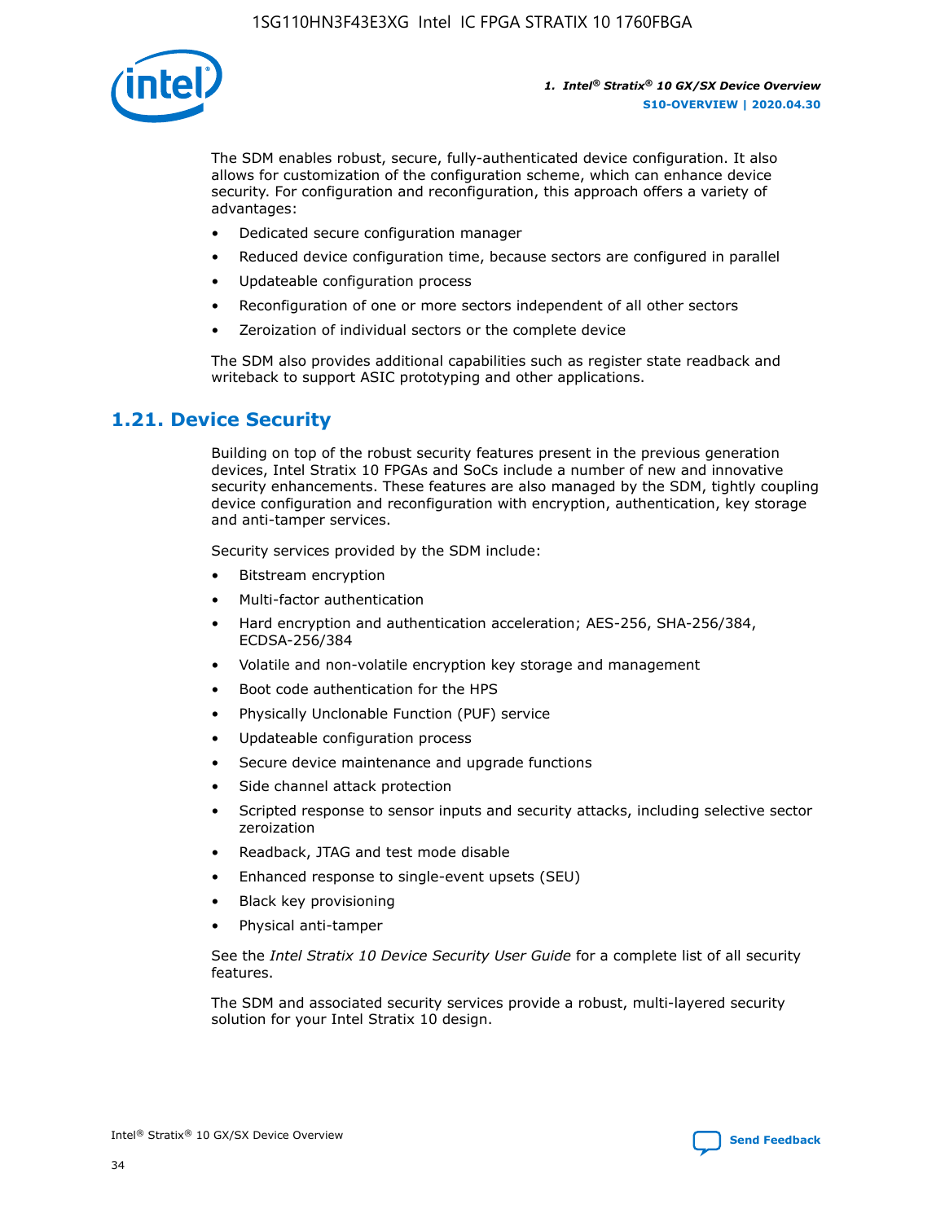The SDM enables robust, secure, fully-authenticated device configuration. It also allows for customization of the configuration scheme, which can enhance device security. For configuration and reconfiguration, this approach offers a variety of advantages:

- Dedicated secure configuration manager
- Reduced device configuration time, because sectors are configured in parallel
- Updateable configuration process
- Reconfiguration of one or more sectors independent of all other sectors
- Zeroization of individual sectors or the complete device

The SDM also provides additional capabilities such as register state readback and writeback to support ASIC prototyping and other applications.

## 1.21. Device Security

Building on top of the robust security features present in the previous generation devices, Intel Stratix 10 FPGAs and SoCs include a number of new and innovative security enhancements. These features are also managed by the SDM, tightly coupling device configuration and reconfiguration with encryption, authentication, key storage and anti-tamper services.

Security services provided by the SDM include:

- Bitstream encryption
- Multi-factor authentication
- Hard encryption and authentication acceleration; AES-256, SHA-256/384, ECDSA-256/384
- Volatile and non-volatile encryption key storage and management
- Boot code authentication for the HPS
- Physically Unclonable Function (PUF) service
- Updateable configuration process
- Secure device maintenance and upgrade functions
- Side channel attack protection
- Scripted response to sensor inputs and security attacks, including selective sector zeroization
- Readback, JTAG and test mode disable
- Enhanced response to single-event upsets (SEU)
- Black key provisioning
- Physical anti-tamper

See the *Intel Stratix 10 Device Security User Guide* for a complete list of all security features.

The SDM and associated security services provide a robust, multi-layered security solution for your Intel Stratix 10 design.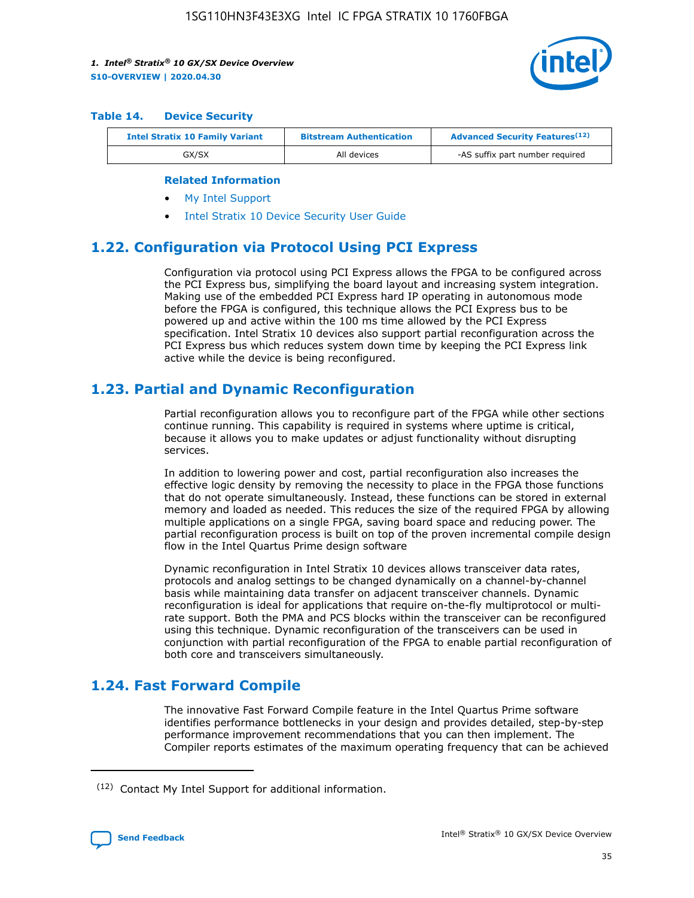#### Table 14. Device Security

| Intel Stratix 10 Family Variant | Bitstream Authentication | Advanced Security Features[12] |
| --- | --- | --- |
| GX/SX | All devices | -AS suffix part number required |

**Related Information**

- My Intel Support
- Intel Stratix 10 Device Security User Guide

## 1.22. Configuration via Protocol Using PCI Express

Configuration via protocol using PCI Express allows the FPGA to be configured across the PCI Express bus, simplifying the board layout and increasing system integration. Making use of the embedded PCI Express hard IP operating in autonomous mode before the FPGA is configured, this technique allows the PCI Express bus to be powered up and active within the 100 ms time allowed by the PCI Express specification. Intel Stratix 10 devices also support partial reconfiguration across the PCI Express bus which reduces system down time by keeping the PCI Express link active while the device is being reconfigured.

## 1.23. Partial and Dynamic Reconfiguration

Partial reconfiguration allows you to reconfigure part of the FPGA while other sections continue running. This capability is required in systems where uptime is critical, because it allows you to make updates or adjust functionality without disrupting services.

In addition to lowering power and cost, partial reconfiguration also increases the effective logic density by removing the necessity to place in the FPGA those functions that do not operate simultaneously. Instead, these functions can be stored in external memory and loaded as needed. This reduces the size of the required FPGA by allowing multiple applications on a single FPGA, saving board space and reducing power. The partial reconfiguration process is built on top of the proven incremental compile design flow in the Intel Quartus Prime design software

Dynamic reconfiguration in Intel Stratix 10 devices allows transceiver data rates, protocols and analog settings to be changed dynamically on a channel-by-channel basis while maintaining data transfer on adjacent transceiver channels. Dynamic reconfiguration is ideal for applications that require on-the-fly multiprotocol or multi-rate support. Both the PMA and PCS blocks within the transceiver can be reconfigured using this technique. Dynamic reconfiguration of the transceivers can be used in conjunction with partial reconfiguration of the FPGA to enable partial reconfiguration of both core and transceivers simultaneously.

## 1.24. Fast Forward Compile

The innovative Fast Forward Compile feature in the Intel Quartus Prime software identifies performance bottlenecks in your design and provides detailed, step-by-step performance improvement recommendations that you can then implement. The Compiler reports estimates of the maximum operating frequency that can be achieved

---

[12] Contact My Intel Support for additional information.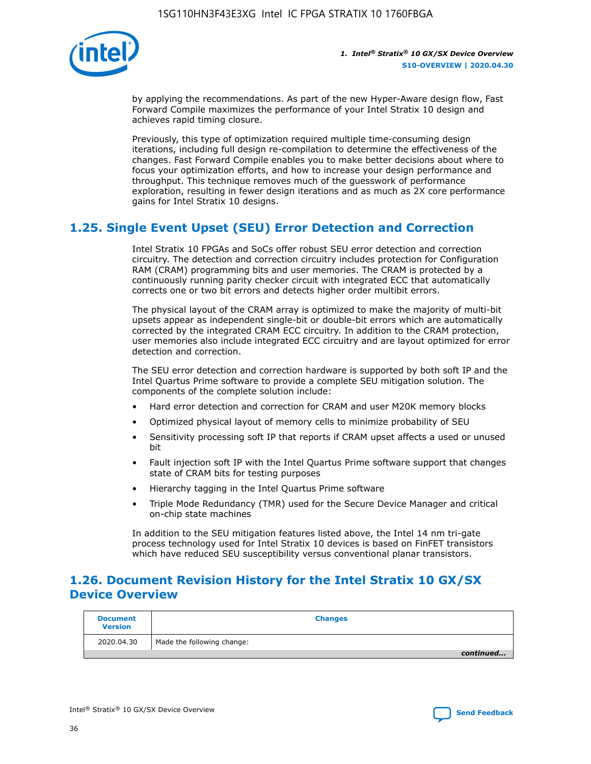by applying the recommendations. As part of the new Hyper-Aware design flow, Fast Forward Compile maximizes the performance of your Intel Stratix 10 design and achieves rapid timing closure.

Previously, this type of optimization required multiple time-consuming design iterations, including full design re-compilation to determine the effectiveness of the changes. Fast Forward Compile enables you to make better decisions about where to focus your optimization efforts, and how to increase your design performance and throughput. This technique removes much of the guesswork of performance exploration, resulting in fewer design iterations and as much as 2X core performance gains for Intel Stratix 10 designs.

## 1.25. Single Event Upset (SEU) Error Detection and Correction

Intel Stratix 10 FPGAs and SoCs offer robust SEU error detection and correction circuitry. The detection and correction circuitry includes protection for Configuration RAM (CRAM) programming bits and user memories. The CRAM is protected by a continuously running parity checker circuit with integrated ECC that automatically corrects one or two bit errors and detects higher order multibit errors.

The physical layout of the CRAM array is optimized to make the majority of multi-bit upsets appear as independent single-bit or double-bit errors which are automatically corrected by the integrated CRAM ECC circuitry. In addition to the CRAM protection, user memories also include integrated ECC circuitry and are layout optimized for error detection and correction.

The SEU error detection and correction hardware is supported by both soft IP and the Intel Quartus Prime software to provide a complete SEU mitigation solution. The components of the complete solution include:

- Hard error detection and correction for CRAM and user M20K memory blocks
- Optimized physical layout of memory cells to minimize probability of SEU
- Sensitivity processing soft IP that reports if CRAM upset affects a used or unused bit
- Fault injection soft IP with the Intel Quartus Prime software support that changes state of CRAM bits for testing purposes
- Hierarchy tagging in the Intel Quartus Prime software
- Triple Mode Redundancy (TMR) used for the Secure Device Manager and critical on-chip state machines

In addition to the SEU mitigation features listed above, the Intel 14 nm tri-gate process technology used for Intel Stratix 10 devices is based on FinFET transistors which have reduced SEU susceptibility versus conventional planar transistors.

## 1.26. Document Revision History for the Intel Stratix 10 GX/SX Device Overview

| Document Version | Changes |
|---|---|
| 2020.04.30 | Made the following change: |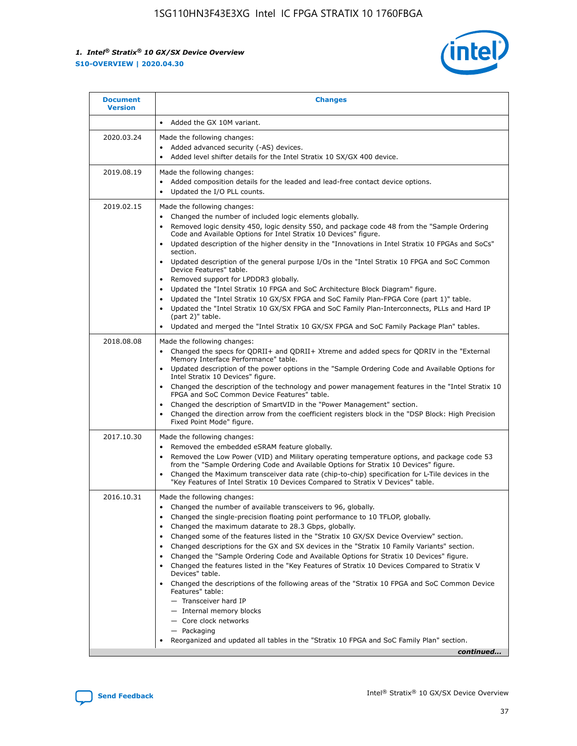| Document Version | Changes |
| --- | --- |
| | • Added the GX 10M variant. |
| 2020.03.24 | Made the following changes:<br>• Added advanced security (-AS) devices.<br>• Added level shifter details for the Intel Stratix 10 SX/GX 400 device. |
| 2019.08.19 | Made the following changes:<br>• Added composition details for the leaded and lead-free contact device options.<br>• Updated the I/O PLL counts. |
| 2019.02.15 | Made the following changes:<br>• Changed the number of included logic elements globally.<br>• Removed logic density 450, logic density 550, and package code 48 from the "Sample Ordering Code and Available Options for Intel Stratix 10 Devices" figure.<br>• Updated description of the higher density in the "Innovations in Intel Stratix 10 FPGAs and SoCs" section.<br>• Updated description of the general purpose I/Os in the "Intel Stratix 10 FPGA and SoC Common Device Features" table.<br>• Removed support for LPDDR3 globally.<br>• Updated the "Intel Stratix 10 FPGA and SoC Architecture Block Diagram" figure.<br>• Updated the "Intel Stratix 10 GX/SX FPGA and SoC Family Plan-FPGA Core (part 1)" table.<br>• Updated the "Intel Stratix 10 GX/SX FPGA and SoC Family Plan-Interconnects, PLLs and Hard IP (part 2)" table.<br>• Updated and merged the "Intel Stratix 10 GX/SX FPGA and SoC Family Package Plan" tables. |
| 2018.08.08 | Made the following changes:<br>• Changed the specs for QDRII+ and QDRII+ Xtreme and added specs for QDRIV in the "External Memory Interface Performance" table.<br>• Updated description of the power options in the "Sample Ordering Code and Available Options for Intel Stratix 10 Devices" figure.<br>• Changed the description of the technology and power management features in the "Intel Stratix 10 FPGA and SoC Common Device Features" table.<br>• Changed the description of SmartVID in the "Power Management" section.<br>• Changed the direction arrow from the coefficient registers block in the "DSP Block: High Precision Fixed Point Mode" figure. |
| 2017.10.30 | Made the following changes:<br>• Removed the embedded eSRAM feature globally.<br>• Removed the Low Power (VID) and Military operating temperature options, and package code 53 from the "Sample Ordering Code and Available Options for Intel Stratix 10 Devices" figure.<br>• Changed the Maximum transceiver data rate (chip-to-chip) specification for L-Tile devices in the "Key Features of Intel Stratix 10 Devices Compared to Stratix V Devices" table. |
| 2016.10.31 | Made the following changes:<br>• Changed the number of available transceivers to 96, globally.<br>• Changed the single-precision floating point performance to 10 TFLOP, globally.<br>• Changed the maximum datarate to 28.3 Gbps, globally.<br>• Changed some of the features listed in the "Stratix 10 GX/SX Device Overview" section.<br>• Changed descriptions for the GX and SX devices in the "Stratix 10 Family Variants" section.<br>• Changed the "Sample Ordering Code and Available Options for Stratix 10 Devices" figure.<br>• Changed the features listed in the "Key Features of Stratix 10 Devices Compared to Stratix V Devices" table.<br>• Changed the descriptions of the following areas of the "Stratix 10 FPGA and SoC Common Device Features" table:<br>— Transceiver hard IP<br>— Internal memory blocks<br>— Core clock networks<br>— Packaging<br>• Reorganized and updated all tables in the "Stratix 10 FPGA and SoC Family Plan" section. |

*continued...*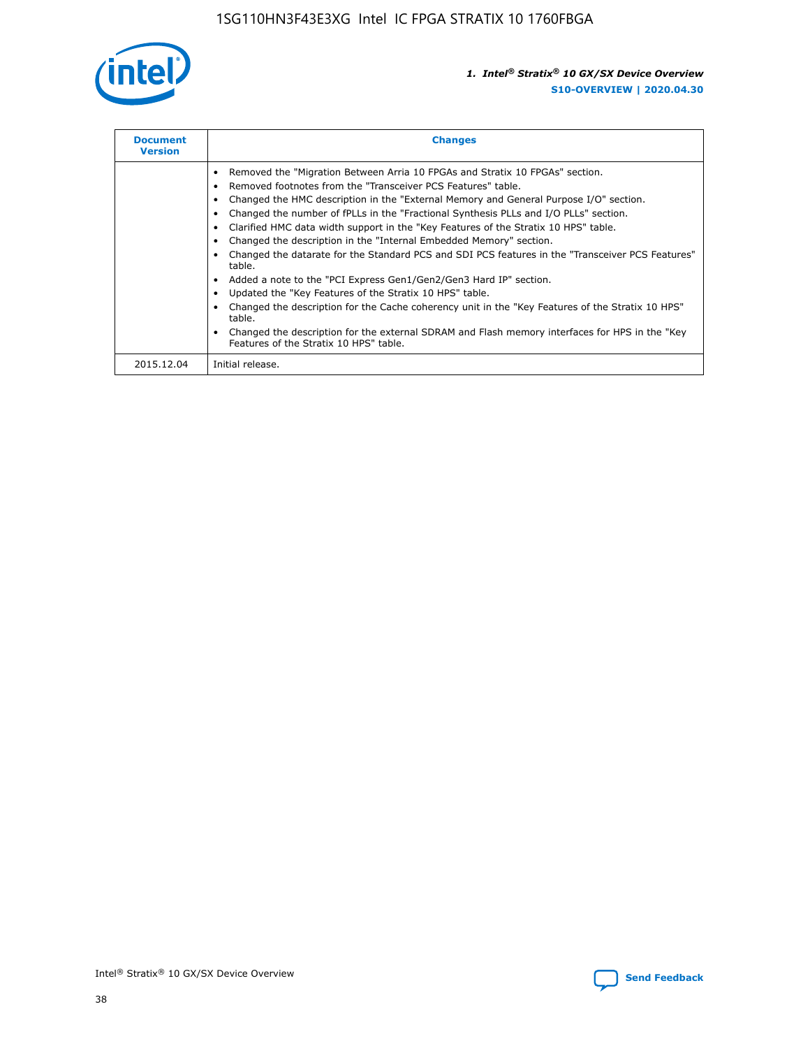| Document Version | Changes |
| --- | --- |
| | • Removed the "Migration Between Arria 10 FPGAs and Stratix 10 FPGAs" section.<br>• Removed footnotes from the "Transceiver PCS Features" table.<br>• Changed the HMC description in the "External Memory and General Purpose I/O" section.<br>• Changed the number of fPLLs in the "Fractional Synthesis PLLs and I/O PLLs" section.<br>• Clarified HMC data width support in the "Key Features of the Stratix 10 HPS" table.<br>• Changed the description in the "Internal Embedded Memory" section.<br>• Changed the datarate for the Standard PCS and SDI PCS features in the "Transceiver PCS Features" table.<br>• Added a note to the "PCI Express Gen1/Gen2/Gen3 Hard IP" section.<br>• Updated the "Key Features of the Stratix 10 HPS" table.<br>• Changed the description for the Cache coherency unit in the "Key Features of the Stratix 10 HPS" table.<br>• Changed the description for the external SDRAM and Flash memory interfaces for HPS in the "Key Features of the Stratix 10 HPS" table. |
| 2015.12.04 | Initial release. |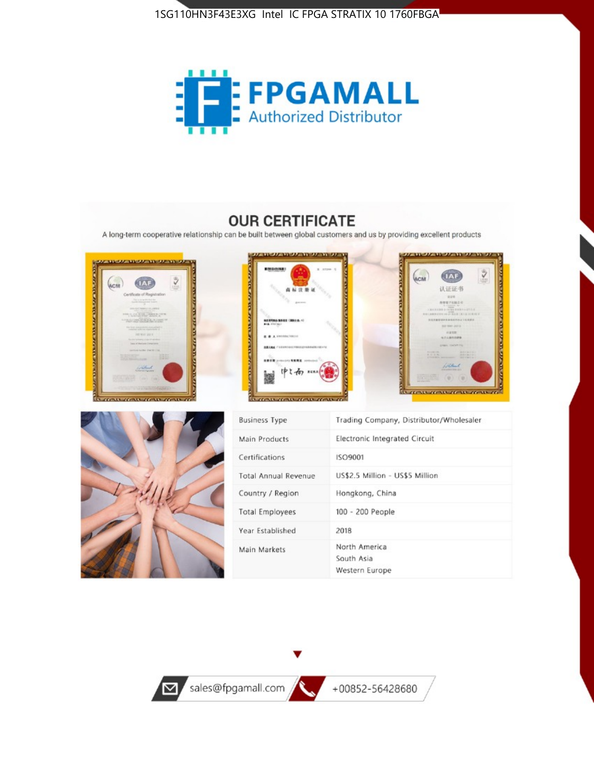# FPGAMALL

Authorized Distributor

## OUR CERTIFICATE

A long-term cooperative relationship can be built between global customers and us by providing excellent products

| | |
|---|---|
| Business Type | Trading Company, Distributor/Wholesaler |
| Main Products | Electronic Integrated Circuit |
| Certifications | ISO9001 |
| Total Annual Revenue | US$2.5 Million - US$5 Million |
| Country / Region | Hongkong, China |
| Total Employees | 100 - 200 People |
| Year Established | 2018 |
| Main Markets | North America<br>South Asia<br>Western Europe |

sales@fpgamall.com

+00852-56428680